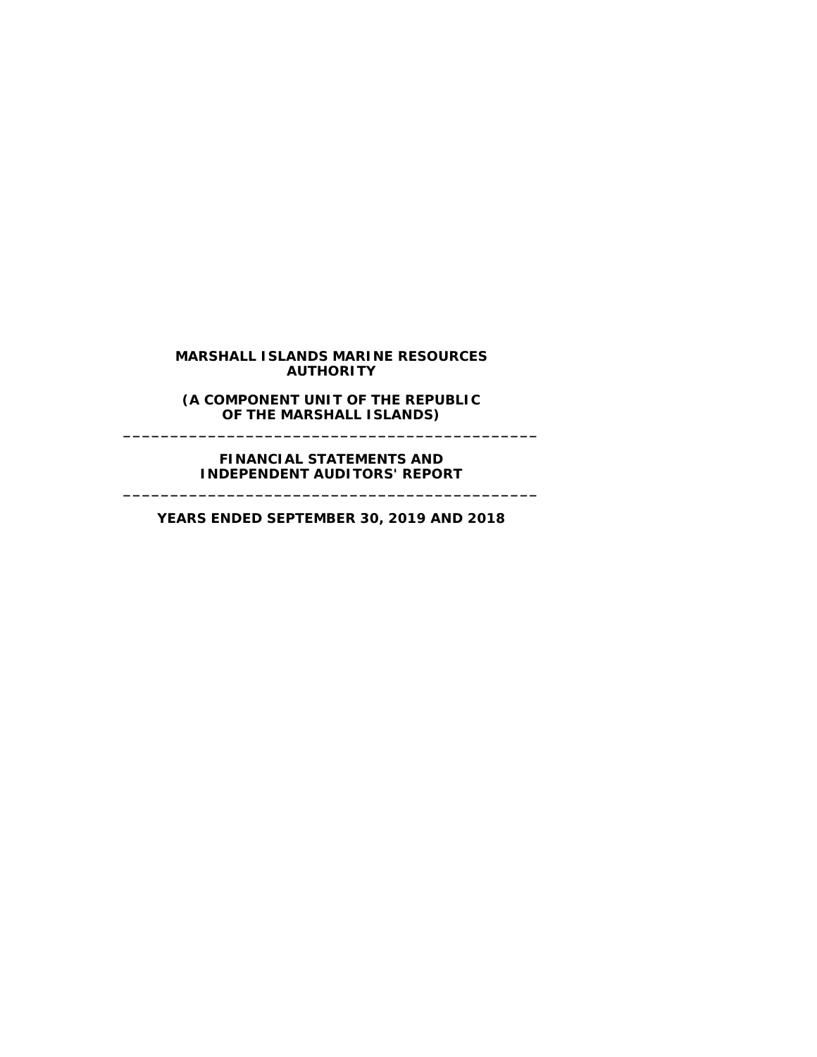# MARSHALL ISLANDS MARINE RESOURCES AUTHORITY

**(A COMPONENT UNIT OF THE REPUBLIC OF THE MARSHALL ISLANDS)**

---

**FINANCIAL STATEMENTS AND INDEPENDENT AUDITORS' REPORT**

---

**YEARS ENDED SEPTEMBER 30, 2019 AND 2018**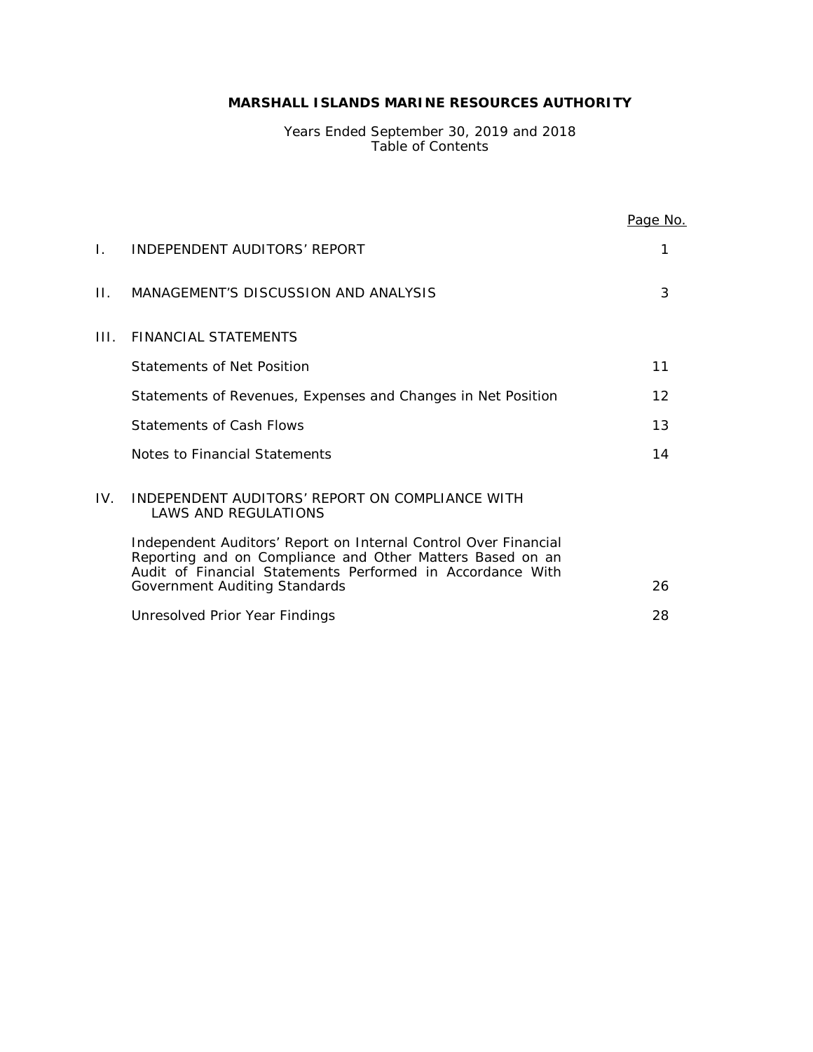# MARSHALL ISLANDS MARINE RESOURCES AUTHORITY

Years Ended September 30, 2019 and 2018
Table of Contents

| | | Page No. |
|---|---|---|
| I. | INDEPENDENT AUDITORS' REPORT | 1 |
| II. | MANAGEMENT'S DISCUSSION AND ANALYSIS | 3 |
| III. | FINANCIAL STATEMENTS | |
| | Statements of Net Position | 11 |
| | Statements of Revenues, Expenses and Changes in Net Position | 12 |
| | Statements of Cash Flows | 13 |
| | Notes to Financial Statements | 14 |
| IV. | INDEPENDENT AUDITORS' REPORT ON COMPLIANCE WITH LAWS AND REGULATIONS | |
| | Independent Auditors' Report on Internal Control Over Financial Reporting and on Compliance and Other Matters Based on an Audit of Financial Statements Performed in Accordance With Government Auditing Standards | 26 |
| | Unresolved Prior Year Findings | 28 |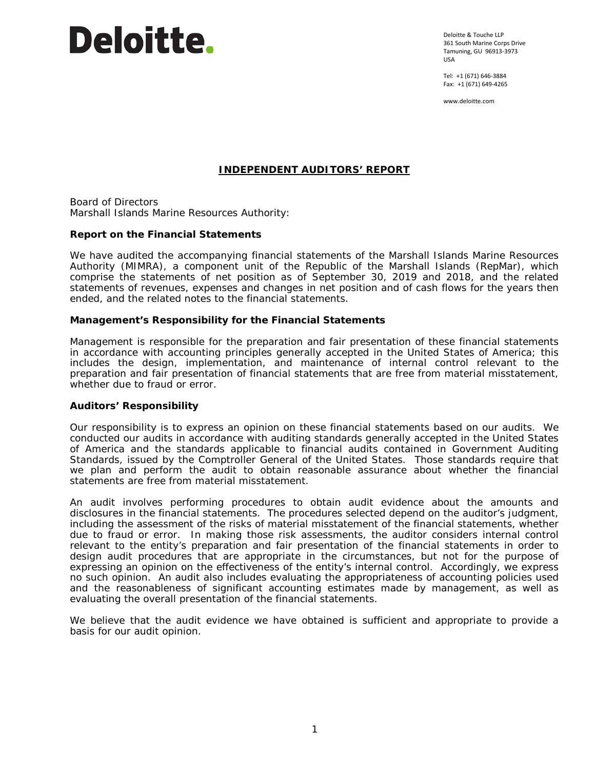Deloitte.

Deloitte & Touche LLP
361 South Marine Corps Drive
Tamuning, GU 96913-3973
USA

Tel: +1 (671) 646-3884
Fax: +1 (671) 649-4265

www.deloitte.com

# INDEPENDENT AUDITORS' REPORT

Board of Directors
Marshall Islands Marine Resources Authority:

## Report on the Financial Statements

We have audited the accompanying financial statements of the Marshall Islands Marine Resources Authority (MIMRA), a component unit of the Republic of the Marshall Islands (RepMar), which comprise the statements of net position as of September 30, 2019 and 2018, and the related statements of revenues, expenses and changes in net position and of cash flows for the years then ended, and the related notes to the financial statements.

## Management's Responsibility for the Financial Statements

Management is responsible for the preparation and fair presentation of these financial statements in accordance with accounting principles generally accepted in the United States of America; this includes the design, implementation, and maintenance of internal control relevant to the preparation and fair presentation of financial statements that are free from material misstatement, whether due to fraud or error.

## Auditors' Responsibility

Our responsibility is to express an opinion on these financial statements based on our audits. We conducted our audits in accordance with auditing standards generally accepted in the United States of America and the standards applicable to financial audits contained in Government Auditing Standards, issued by the Comptroller General of the United States. Those standards require that we plan and perform the audit to obtain reasonable assurance about whether the financial statements are free from material misstatement.

An audit involves performing procedures to obtain audit evidence about the amounts and disclosures in the financial statements. The procedures selected depend on the auditor's judgment, including the assessment of the risks of material misstatement of the financial statements, whether due to fraud or error. In making those risk assessments, the auditor considers internal control relevant to the entity's preparation and fair presentation of the financial statements in order to design audit procedures that are appropriate in the circumstances, but not for the purpose of expressing an opinion on the effectiveness of the entity's internal control. Accordingly, we express no such opinion. An audit also includes evaluating the appropriateness of accounting policies used and the reasonableness of significant accounting estimates made by management, as well as evaluating the overall presentation of the financial statements.

We believe that the audit evidence we have obtained is sufficient and appropriate to provide a basis for our audit opinion.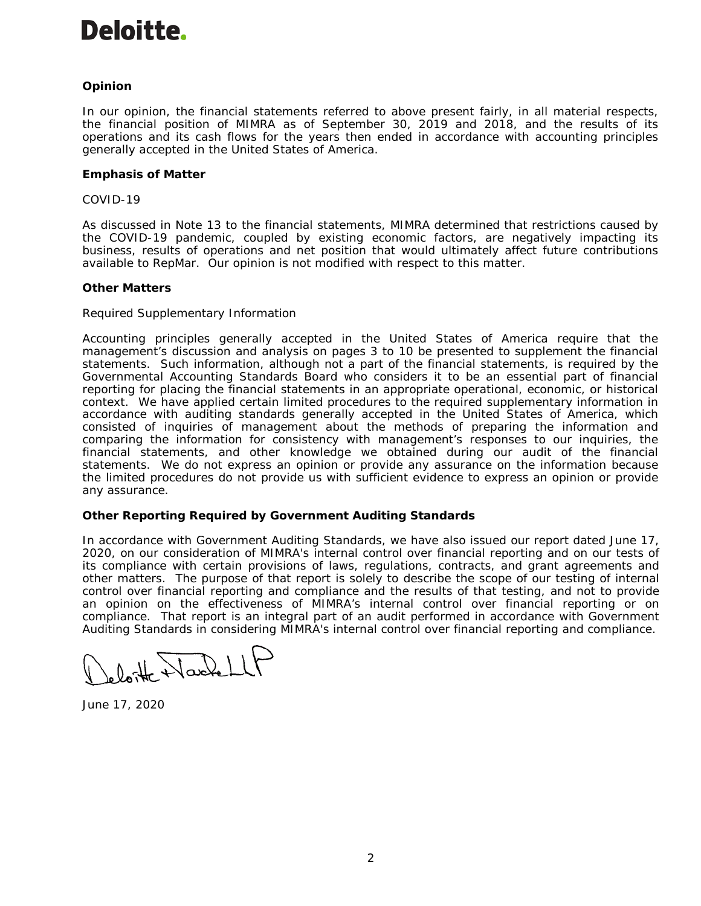Deloitte.

**Opinion**

In our opinion, the financial statements referred to above present fairly, in all material respects, the financial position of MIMRA as of September 30, 2019 and 2018, and the results of its operations and its cash flows for the years then ended in accordance with accounting principles generally accepted in the United States of America.

**Emphasis of Matter**

COVID-19

As discussed in Note 13 to the financial statements, MIMRA determined that restrictions caused by the COVID-19 pandemic, coupled by existing economic factors, are negatively impacting its business, results of operations and net position that would ultimately affect future contributions available to RepMar. Our opinion is not modified with respect to this matter.

**Other Matters**

Required Supplementary Information

Accounting principles generally accepted in the United States of America require that the management's discussion and analysis on pages 3 to 10 be presented to supplement the financial statements. Such information, although not a part of the financial statements, is required by the Governmental Accounting Standards Board who considers it to be an essential part of financial reporting for placing the financial statements in an appropriate operational, economic, or historical context. We have applied certain limited procedures to the required supplementary information in accordance with auditing standards generally accepted in the United States of America, which consisted of inquiries of management about the methods of preparing the information and comparing the information for consistency with management's responses to our inquiries, the financial statements, and other knowledge we obtained during our audit of the financial statements. We do not express an opinion or provide any assurance on the information because the limited procedures do not provide us with sufficient evidence to express an opinion or provide any assurance.

**Other Reporting Required by Government Auditing Standards**

In accordance with Government Auditing Standards, we have also issued our report dated June 17, 2020, on our consideration of MIMRA's internal control over financial reporting and on our tests of its compliance with certain provisions of laws, regulations, contracts, and grant agreements and other matters. The purpose of that report is solely to describe the scope of our testing of internal control over financial reporting and compliance and the results of that testing, and not to provide an opinion on the effectiveness of MIMRA's internal control over financial reporting or on compliance. That report is an integral part of an audit performed in accordance with Government Auditing Standards in considering MIMRA's internal control over financial reporting and compliance.

Deloitte & Touche LLP

June 17, 2020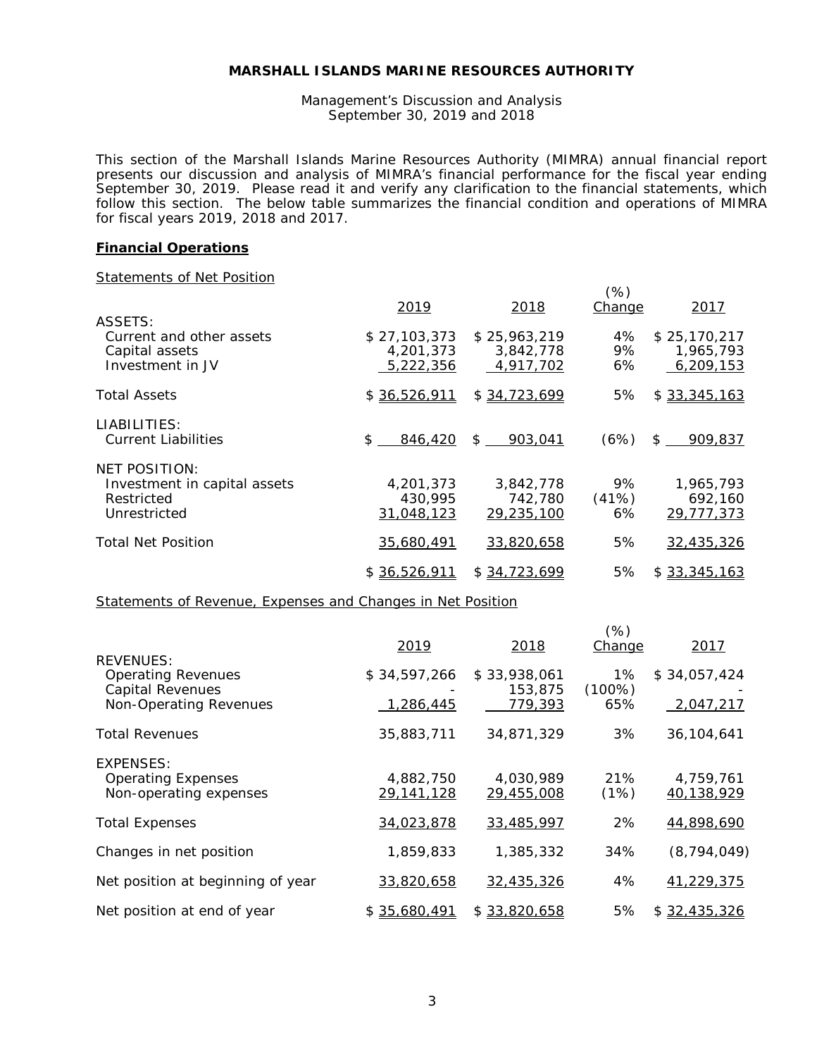**MARSHALL ISLANDS MARINE RESOURCES AUTHORITY**

Management's Discussion and Analysis
September 30, 2019 and 2018

This section of the Marshall Islands Marine Resources Authority (MIMRA) annual financial report presents our discussion and analysis of MIMRA's financial performance for the fiscal year ending September 30, 2019. Please read it and verify any clarification to the financial statements, which follow this section. The below table summarizes the financial condition and operations of MIMRA for fiscal years 2019, 2018 and 2017.

**Financial Operations**

Statements of Net Position

| | 2019 | 2018 | (%) Change | 2017 |
|---|---|---|---|---|
| ASSETS: | | | | |
| Current and other assets | $ 27,103,373 | $ 25,963,219 | 4% | $ 25,170,217 |
| Capital assets | 4,201,373 | 3,842,778 | 9% | 1,965,793 |
| Investment in JV | 5,222,356 | 4,917,702 | 6% | 6,209,153 |
| Total Assets | $ 36,526,911 | $ 34,723,699 | 5% | $ 33,345,163 |
| LIABILITIES: | | | | |
| Current Liabilities | $ 846,420 | $ 903,041 | (6%) | $ 909,837 |
| NET POSITION: | | | | |
| Investment in capital assets | 4,201,373 | 3,842,778 | 9% | 1,965,793 |
| Restricted | 430,995 | 742,780 | (41%) | 692,160 |
| Unrestricted | 31,048,123 | 29,235,100 | 6% | 29,777,373 |
| Total Net Position | 35,680,491 | 33,820,658 | 5% | 32,435,326 |
| | $ 36,526,911 | $ 34,723,699 | 5% | $ 33,345,163 |

Statements of Revenue, Expenses and Changes in Net Position

| | 2019 | 2018 | (%) Change | 2017 |
|---|---|---|---|---|
| REVENUES: | | | | |
| Operating Revenues | $ 34,597,266 | $ 33,938,061 | 1% | $ 34,057,424 |
| Capital Revenues | - | 153,875 | (100%) | - |
| Non-Operating Revenues | 1,286,445 | 779,393 | 65% | 2,047,217 |
| Total Revenues | 35,883,711 | 34,871,329 | 3% | 36,104,641 |
| EXPENSES: | | | | |
| Operating Expenses | 4,882,750 | 4,030,989 | 21% | 4,759,761 |
| Non-operating expenses | 29,141,128 | 29,455,008 | (1%) | 40,138,929 |
| Total Expenses | 34,023,878 | 33,485,997 | 2% | 44,898,690 |
| Changes in net position | 1,859,833 | 1,385,332 | 34% | (8,794,049) |
| Net position at beginning of year | 33,820,658 | 32,435,326 | 4% | 41,229,375 |
| Net position at end of year | $ 35,680,491 | $ 33,820,658 | 5% | $ 32,435,326 |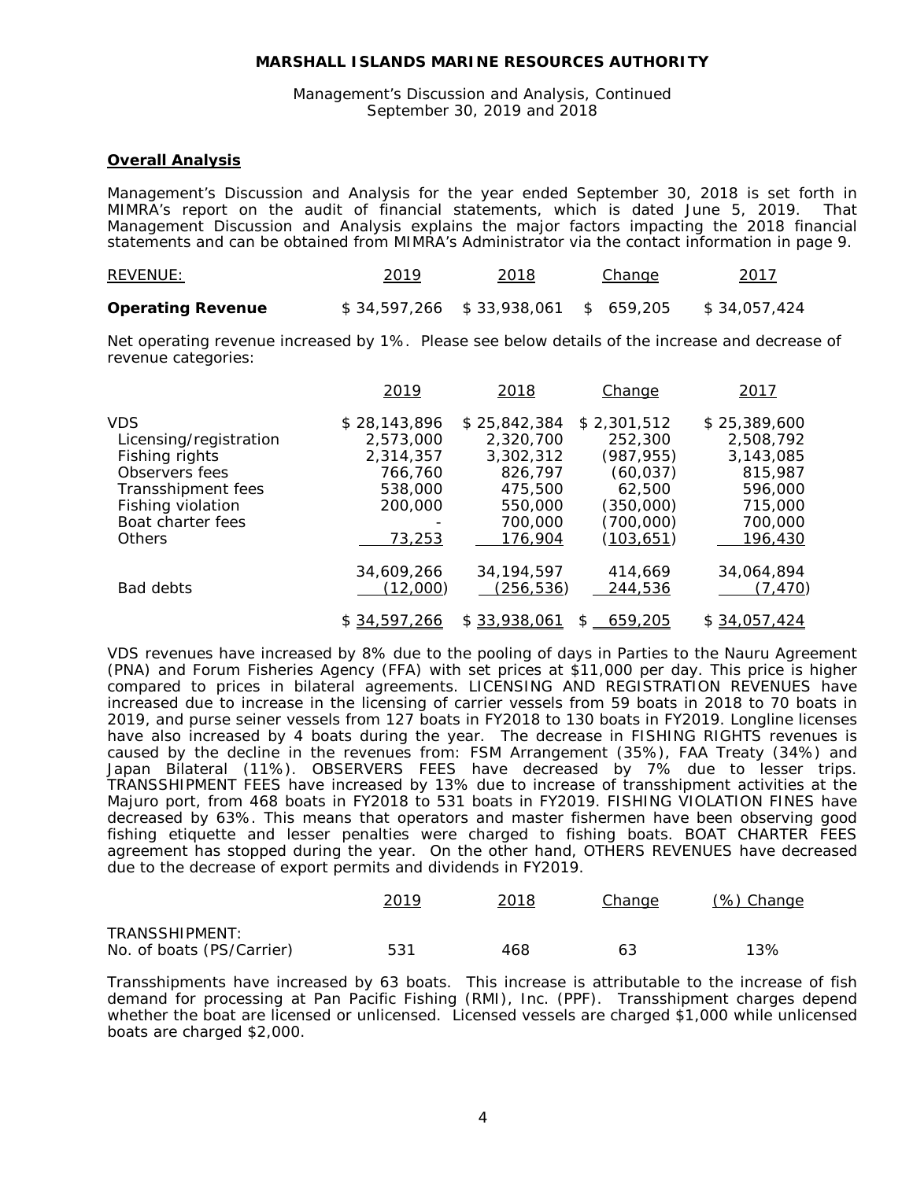**MARSHALL ISLANDS MARINE RESOURCES AUTHORITY**

Management's Discussion and Analysis, Continued
September 30, 2019 and 2018

**Overall Analysis**

Management's Discussion and Analysis for the year ended September 30, 2018 is set forth in MIMRA's report on the audit of financial statements, which is dated June 5, 2019. That Management Discussion and Analysis explains the major factors impacting the 2018 financial statements and can be obtained from MIMRA's Administrator via the contact information in page 9.

| REVENUE: | 2019 | 2018 | Change | 2017 |
|---|---|---|---|---|
| **Operating Revenue** | $ 34,597,266 | $ 33,938,061 | $ 659,205 | $ 34,057,424 |

Net operating revenue increased by 1%. Please see below details of the increase and decrease of revenue categories:

| | 2019 | 2018 | Change | 2017 |
|---|---|---|---|---|
| VDS | $ 28,143,896 | $ 25,842,384 | $ 2,301,512 | $ 25,389,600 |
| Licensing/registration | 2,573,000 | 2,320,700 | 252,300 | 2,508,792 |
| Fishing rights | 2,314,357 | 3,302,312 | (987,955) | 3,143,085 |
| Observers fees | 766,760 | 826,797 | (60,037) | 815,987 |
| Transshipment fees | 538,000 | 475,500 | 62,500 | 596,000 |
| Fishing violation | 200,000 | 550,000 | (350,000) | 715,000 |
| Boat charter fees | - | 700,000 | (700,000) | 700,000 |
| Others | 73,253 | 176,904 | (103,651) | 196,430 |
| | 34,609,266 | 34,194,597 | 414,669 | 34,064,894 |
| Bad debts | (12,000) | (256,536) | 244,536 | (7,470) |
| | $ 34,597,266 | $ 33,938,061 | $ 659,205 | $ 34,057,424 |

VDS revenues have increased by 8% due to the pooling of days in Parties to the Nauru Agreement (PNA) and Forum Fisheries Agency (FFA) with set prices at $11,000 per day. This price is higher compared to prices in bilateral agreements. LICENSING AND REGISTRATION REVENUES have increased due to increase in the licensing of carrier vessels from 59 boats in 2018 to 70 boats in 2019, and purse seiner vessels from 127 boats in FY2018 to 130 boats in FY2019. Longline licenses have also increased by 4 boats during the year. The decrease in FISHING RIGHTS revenues is caused by the decline in the revenues from: FSM Arrangement (35%), FAA Treaty (34%) and Japan Bilateral (11%). OBSERVERS FEES have decreased by 7% due to lesser trips. TRANSSHIPMENT FEES have increased by 13% due to increase of transshipment activities at the Majuro port, from 468 boats in FY2018 to 531 boats in FY2019. FISHING VIOLATION FINES have decreased by 63%. This means that operators and master fishermen have been observing good fishing etiquette and lesser penalties were charged to fishing boats. BOAT CHARTER FEES agreement has stopped during the year. On the other hand, OTHERS REVENUES have decreased due to the decrease of export permits and dividends in FY2019.

| | 2019 | 2018 | Change | (%) Change |
|---|---|---|---|---|
| TRANSSHIPMENT: | | | | |
| No. of boats (PS/Carrier) | 531 | 468 | 63 | 13% |

Transshipments have increased by 63 boats. This increase is attributable to the increase of fish demand for processing at Pan Pacific Fishing (RMI), Inc. (PPF). Transshipment charges depend whether the boat are licensed or unlicensed. Licensed vessels are charged $1,000 while unlicensed boats are charged $2,000.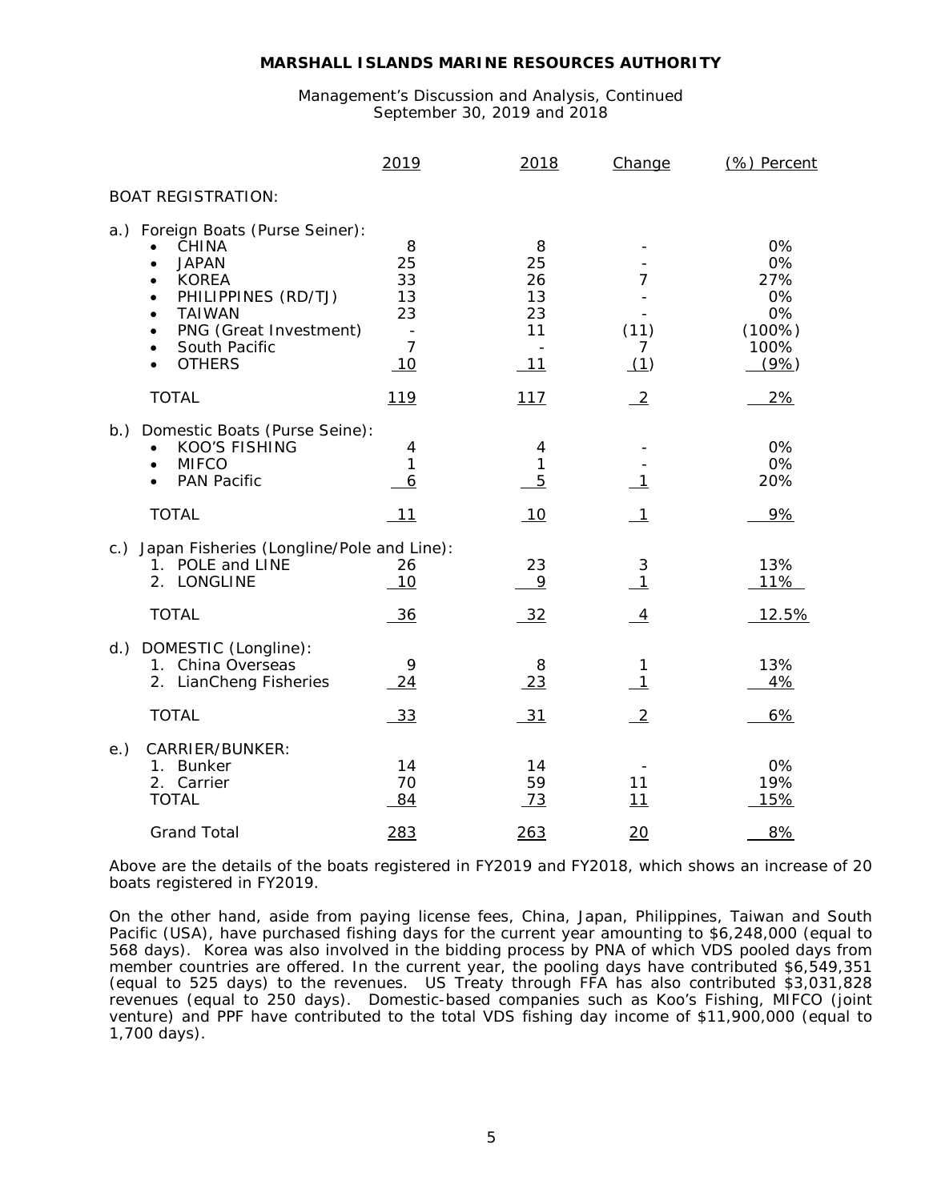**MARSHALL ISLANDS MARINE RESOURCES AUTHORITY**

Management's Discussion and Analysis, Continued
September 30, 2019 and 2018

| | 2019 | 2018 | Change | (%) Percent |
|---|---|---|---|---|
| **BOAT REGISTRATION:** | | | | |
| a.) Foreign Boats (Purse Seiner): | | | | |
| • CHINA | 8 | 8 | - | 0% |
| • JAPAN | 25 | 25 | - | 0% |
| • KOREA | 33 | 26 | 7 | 27% |
| • PHILIPPINES (RD/TJ) | 13 | 13 | - | 0% |
| • TAIWAN | 23 | 23 | - | 0% |
| • PNG (Great Investment) | - | 11 | (11) | (100%) |
| • South Pacific | 7 | - | 7 | 100% |
| • OTHERS | 10 | 11 | (1) | (9%) |
| TOTAL | 119 | 117 | 2 | 2% |
| b.) Domestic Boats (Purse Seine): | | | | |
| • KOO'S FISHING | 4 | 4 | - | 0% |
| • MIFCO | 1 | 1 | - | 0% |
| • PAN Pacific | 6 | 5 | 1 | 20% |
| TOTAL | 11 | 10 | 1 | 9% |
| c.) Japan Fisheries (Longline/Pole and Line): | | | | |
| 1. POLE and LINE | 26 | 23 | 3 | 13% |
| 2. LONGLINE | 10 | 9 | 1 | 11% |
| TOTAL | 36 | 32 | 4 | 12.5% |
| d.) DOMESTIC (Longline): | | | | |
| 1. China Overseas | 9 | 8 | 1 | 13% |
| 2. LianCheng Fisheries | 24 | 23 | 1 | 4% |
| TOTAL | 33 | 31 | 2 | 6% |
| e.) CARRIER/BUNKER: | | | | |
| 1. Bunker | 14 | 14 | - | 0% |
| 2. Carrier | 70 | 59 | 11 | 19% |
| TOTAL | 84 | 73 | 11 | 15% |
| Grand Total | 283 | 263 | 20 | 8% |

Above are the details of the boats registered in FY2019 and FY2018, which shows an increase of 20 boats registered in FY2019.

On the other hand, aside from paying license fees, China, Japan, Philippines, Taiwan and South Pacific (USA), have purchased fishing days for the current year amounting to $6,248,000 (equal to 568 days). Korea was also involved in the bidding process by PNA of which VDS pooled days from member countries are offered. In the current year, the pooling days have contributed $6,549,351 (equal to 525 days) to the revenues. US Treaty through FFA has also contributed $3,031,828 revenues (equal to 250 days). Domestic-based companies such as Koo's Fishing, MIFCO (joint venture) and PPF have contributed to the total VDS fishing day income of $11,900,000 (equal to 1,700 days).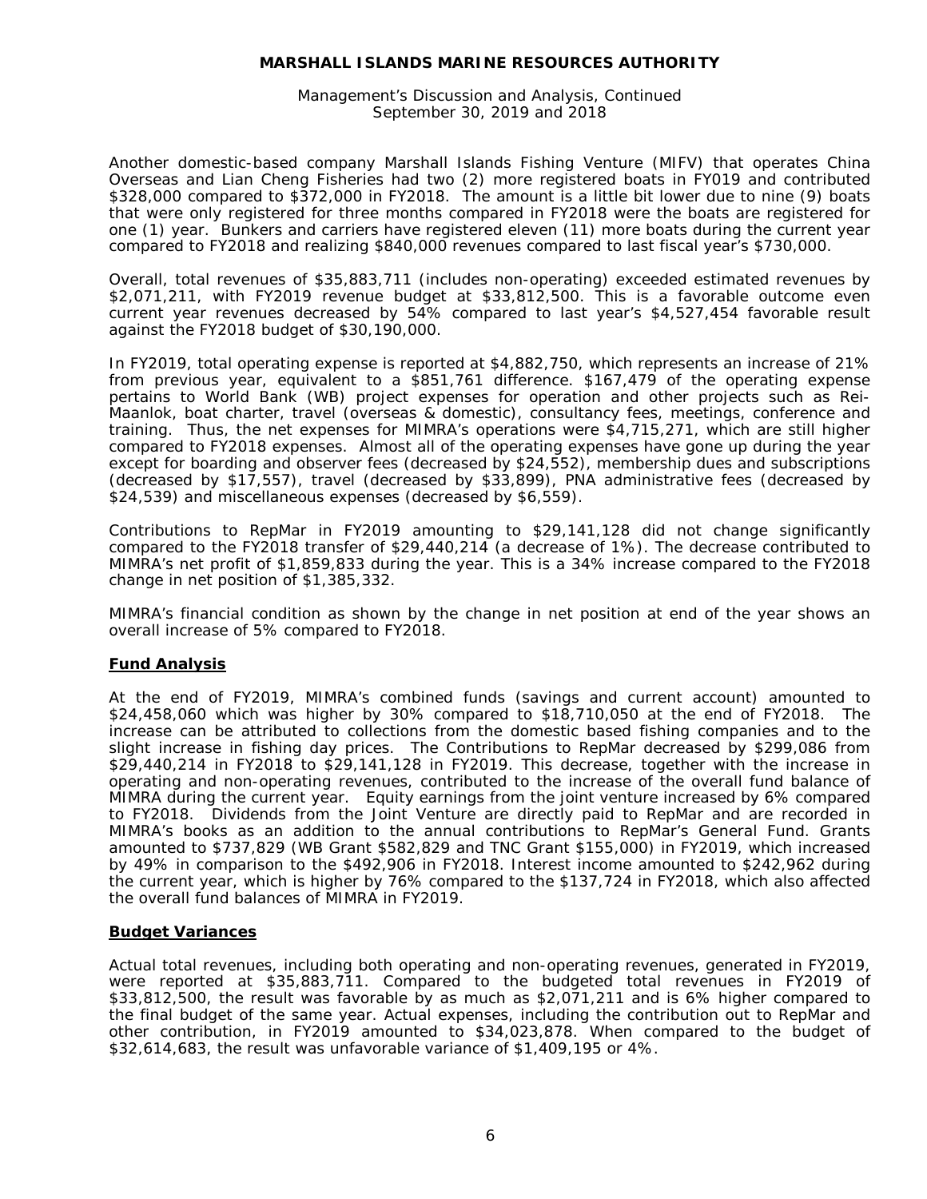Another domestic-based company Marshall Islands Fishing Venture (MIFV) that operates China Overseas and Lian Cheng Fisheries had two (2) more registered boats in FY019 and contributed $328,000 compared to $372,000 in FY2018. The amount is a little bit lower due to nine (9) boats that were only registered for three months compared in FY2018 were the boats are registered for one (1) year. Bunkers and carriers have registered eleven (11) more boats during the current year compared to FY2018 and realizing $840,000 revenues compared to last fiscal year's $730,000.

Overall, total revenues of $35,883,711 (includes non-operating) exceeded estimated revenues by $2,071,211, with FY2019 revenue budget at $33,812,500. This is a favorable outcome even current year revenues decreased by 54% compared to last year's $4,527,454 favorable result against the FY2018 budget of $30,190,000.

In FY2019, total operating expense is reported at $4,882,750, which represents an increase of 21% from previous year, equivalent to a $851,761 difference. $167,479 of the operating expense pertains to World Bank (WB) project expenses for operation and other projects such as Rei-Maanlok, boat charter, travel (overseas & domestic), consultancy fees, meetings, conference and training. Thus, the net expenses for MIMRA's operations were $4,715,271, which are still higher compared to FY2018 expenses. Almost all of the operating expenses have gone up during the year except for boarding and observer fees (decreased by $24,552), membership dues and subscriptions (decreased by $17,557), travel (decreased by $33,899), PNA administrative fees (decreased by $24,539) and miscellaneous expenses (decreased by $6,559).

Contributions to RepMar in FY2019 amounting to $29,141,128 did not change significantly compared to the FY2018 transfer of $29,440,214 (a decrease of 1%). The decrease contributed to MIMRA's net profit of $1,859,833 during the year. This is a 34% increase compared to the FY2018 change in net position of $1,385,332.

MIMRA's financial condition as shown by the change in net position at end of the year shows an overall increase of 5% compared to FY2018.

## Fund Analysis

At the end of FY2019, MIMRA's combined funds (savings and current account) amounted to $24,458,060 which was higher by 30% compared to $18,710,050 at the end of FY2018. The increase can be attributed to collections from the domestic based fishing companies and to the slight increase in fishing day prices. The Contributions to RepMar decreased by $299,086 from $29,440,214 in FY2018 to $29,141,128 in FY2019. This decrease, together with the increase in operating and non-operating revenues, contributed to the increase of the overall fund balance of MIMRA during the current year. Equity earnings from the joint venture increased by 6% compared to FY2018. Dividends from the Joint Venture are directly paid to RepMar and are recorded in MIMRA's books as an addition to the annual contributions to RepMar's General Fund. Grants amounted to $737,829 (WB Grant $582,829 and TNC Grant $155,000) in FY2019, which increased by 49% in comparison to the $492,906 in FY2018. Interest income amounted to $242,962 during the current year, which is higher by 76% compared to the $137,724 in FY2018, which also affected the overall fund balances of MIMRA in FY2019.

## Budget Variances

Actual total revenues, including both operating and non-operating revenues, generated in FY2019, were reported at $35,883,711. Compared to the budgeted total revenues in FY2019 of $33,812,500, the result was favorable by as much as $2,071,211 and is 6% higher compared to the final budget of the same year. Actual expenses, including the contribution out to RepMar and other contribution, in FY2019 amounted to $34,023,878. When compared to the budget of $32,614,683, the result was unfavorable variance of $1,409,195 or 4%.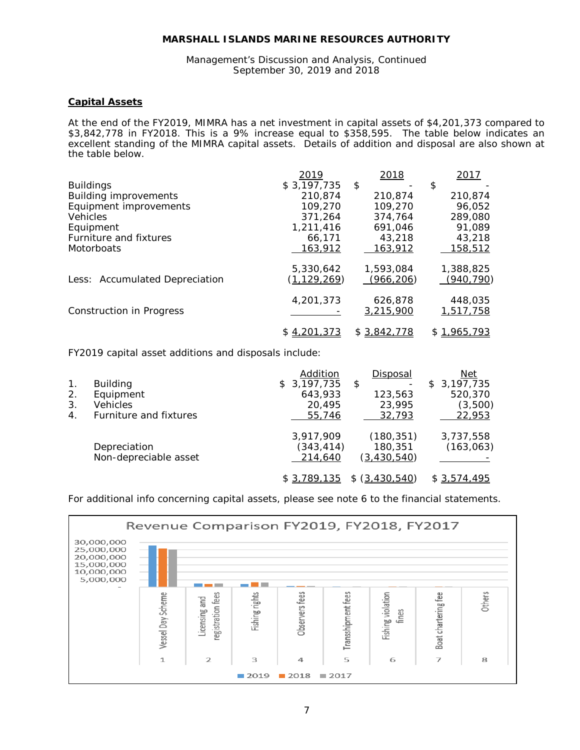### Capital Assets

At the end of the FY2019, MIMRA has a net investment in capital assets of $4,201,373 compared to $3,842,778 in FY2018. This is a 9% increase equal to $358,595. The table below indicates an excellent standing of the MIMRA capital assets. Details of addition and disposal are also shown at the table below.

| | 2019 | 2018 | 2017 |
|---|---|---|---|
| Buildings | $ 3,197,735 | $ - | $ - |
| Building improvements | 210,874 | 210,874 | 210,874 |
| Equipment improvements | 109,270 | 109,270 | 96,052 |
| Vehicles | 371,264 | 374,764 | 289,080 |
| Equipment | 1,211,416 | 691,046 | 91,089 |
| Furniture and fixtures | 66,171 | 43,218 | 43,218 |
| Motorboats | 163,912 | 163,912 | 158,512 |
| | 5,330,642 | 1,593,084 | 1,388,825 |
| Less: Accumulated Depreciation | (1,129,269) | (966,206) | (940,790) |
| | 4,201,373 | 626,878 | 448,035 |
| Construction in Progress | - | 3,215,900 | 1,517,758 |
| | $ 4,201,373 | $ 3,842,778 | $ 1,965,793 |

FY2019 capital asset additions and disposals include:

| | Addition | Disposal | Net |
|---|---|---|---|
| 1. Building | $ 3,197,735 | $ - | $ 3,197,735 |
| 2. Equipment | 643,933 | 123,563 | 520,370 |
| 3. Vehicles | 20,495 | 23,995 | (3,500) |
| 4. Furniture and fixtures | 55,746 | 32,793 | 22,953 |
| | 3,917,909 | (180,351) | 3,737,558 |
| Depreciation | (343,414) | 180,351 | (163,063) |
| Non-depreciable asset | 214,640 | (3,430,540) | - |
| | $ 3,789,135 | $ (3,430,540) | $ 3,574,495 |

For additional info concerning capital assets, please see note 6 to the financial statements.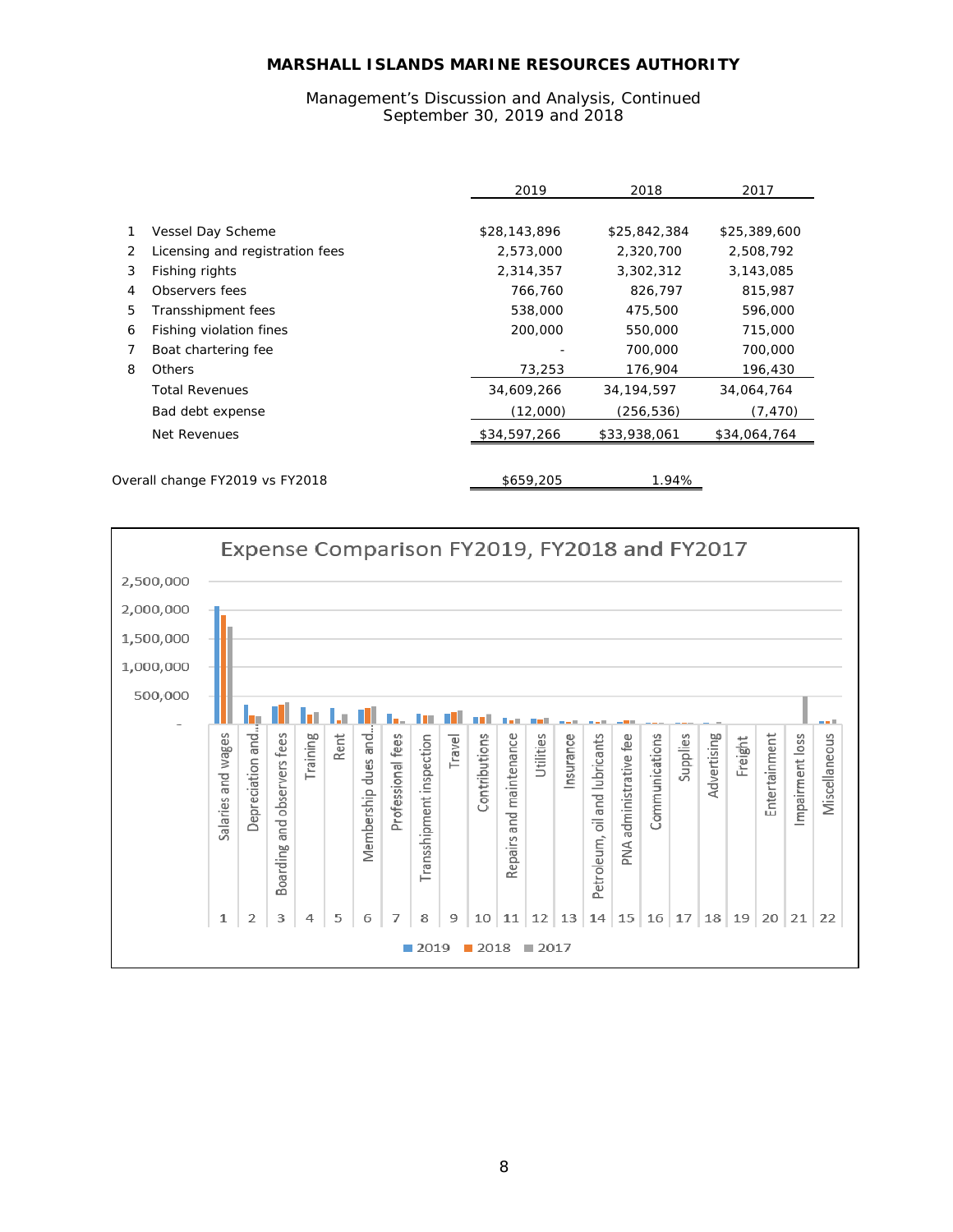| | | 2019 | 2018 | 2017 |
|---|---|---|---|---|
| 1 | Vessel Day Scheme | $28,143,896 | $25,842,384 | $25,389,600 |
| 2 | Licensing and registration fees | 2,573,000 | 2,320,700 | 2,508,792 |
| 3 | Fishing rights | 2,314,357 | 3,302,312 | 3,143,085 |
| 4 | Observers fees | 766,760 | 826,797 | 815,987 |
| 5 | Transshipment fees | 538,000 | 475,500 | 596,000 |
| 6 | Fishing violation fines | 200,000 | 550,000 | 715,000 |
| 7 | Boat chartering fee | - | 700,000 | 700,000 |
| 8 | Others | 73,253 | 176,904 | 196,430 |
| | Total Revenues | 34,609,266 | 34,194,597 | 34,064,764 |
| | Bad debt expense | (12,000) | (256,536) | (7,470) |
| | Net Revenues | $34,597,266 | $33,938,061 | $34,064,764 |

| Overall change FY2019 vs FY2018 | $659,205 | 1.94% |
|---|---|---|

**Expense Comparison FY2019, FY2018 and FY2017**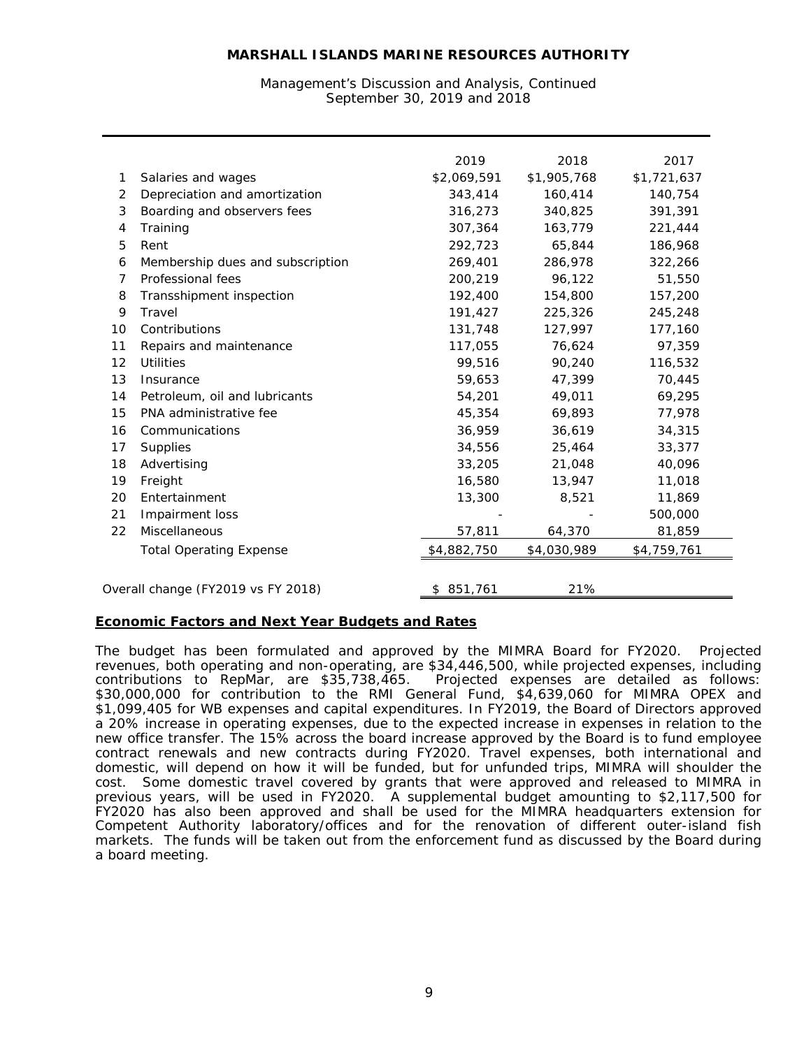# MARSHALL ISLANDS MARINE RESOURCES AUTHORITY

Management's Discussion and Analysis, Continued
September 30, 2019 and 2018

| | | 2019 | 2018 | 2017 |
|---|---|---|---|---|
| 1 | Salaries and wages | $2,069,591 | $1,905,768 | $1,721,637 |
| 2 | Depreciation and amortization | 343,414 | 160,414 | 140,754 |
| 3 | Boarding and observers fees | 316,273 | 340,825 | 391,391 |
| 4 | Training | 307,364 | 163,779 | 221,444 |
| 5 | Rent | 292,723 | 65,844 | 186,968 |
| 6 | Membership dues and subscription | 269,401 | 286,978 | 322,266 |
| 7 | Professional fees | 200,219 | 96,122 | 51,550 |
| 8 | Transshipment inspection | 192,400 | 154,800 | 157,200 |
| 9 | Travel | 191,427 | 225,326 | 245,248 |
| 10 | Contributions | 131,748 | 127,997 | 177,160 |
| 11 | Repairs and maintenance | 117,055 | 76,624 | 97,359 |
| 12 | Utilities | 99,516 | 90,240 | 116,532 |
| 13 | Insurance | 59,653 | 47,399 | 70,445 |
| 14 | Petroleum, oil and lubricants | 54,201 | 49,011 | 69,295 |
| 15 | PNA administrative fee | 45,354 | 69,893 | 77,978 |
| 16 | Communications | 36,959 | 36,619 | 34,315 |
| 17 | Supplies | 34,556 | 25,464 | 33,377 |
| 18 | Advertising | 33,205 | 21,048 | 40,096 |
| 19 | Freight | 16,580 | 13,947 | 11,018 |
| 20 | Entertainment | 13,300 | 8,521 | 11,869 |
| 21 | Impairment loss | - | - | 500,000 |
| 22 | Miscellaneous | 57,811 | 64,370 | 81,859 |
| | Total Operating Expense | $4,882,750 | $4,030,989 | $4,759,761 |
| | Overall change (FY2019 vs FY 2018) | $ 851,761 | 21% | |

## Economic Factors and Next Year Budgets and Rates

The budget has been formulated and approved by the MIMRA Board for FY2020. Projected revenues, both operating and non-operating, are $34,446,500, while projected expenses, including contributions to RepMar, are $35,738,465. Projected expenses are detailed as follows: $30,000,000 for contribution to the RMI General Fund, $4,639,060 for MIMRA OPEX and $1,099,405 for WB expenses and capital expenditures. In FY2019, the Board of Directors approved a 20% increase in operating expenses, due to the expected increase in expenses in relation to the new office transfer. The 15% across the board increase approved by the Board is to fund employee contract renewals and new contracts during FY2020. Travel expenses, both international and domestic, will depend on how it will be funded, but for unfunded trips, MIMRA will shoulder the cost. Some domestic travel covered by grants that were approved and released to MIMRA in previous years, will be used in FY2020. A supplemental budget amounting to $2,117,500 for FY2020 has also been approved and shall be used for the MIMRA headquarters extension for Competent Authority laboratory/offices and for the renovation of different outer-island fish markets. The funds will be taken out from the enforcement fund as discussed by the Board during a board meeting.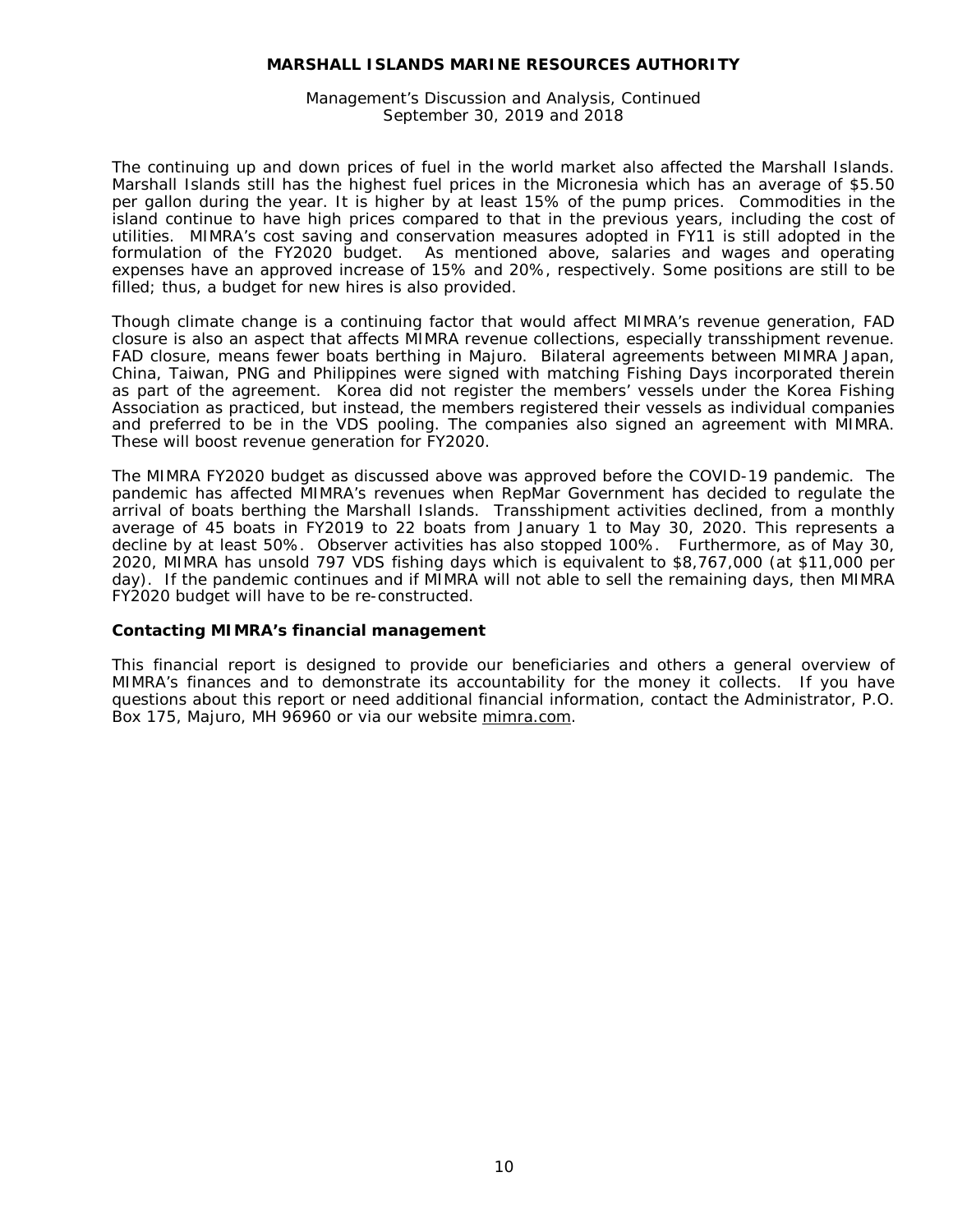The continuing up and down prices of fuel in the world market also affected the Marshall Islands. Marshall Islands still has the highest fuel prices in the Micronesia which has an average of $5.50 per gallon during the year. It is higher by at least 15% of the pump prices. Commodities in the island continue to have high prices compared to that in the previous years, including the cost of utilities. MIMRA's cost saving and conservation measures adopted in FY11 is still adopted in the formulation of the FY2020 budget. As mentioned above, salaries and wages and operating expenses have an approved increase of 15% and 20%, respectively. Some positions are still to be filled; thus, a budget for new hires is also provided.

Though climate change is a continuing factor that would affect MIMRA's revenue generation, FAD closure is also an aspect that affects MIMRA revenue collections, especially transshipment revenue. FAD closure, means fewer boats berthing in Majuro. Bilateral agreements between MIMRA Japan, China, Taiwan, PNG and Philippines were signed with matching Fishing Days incorporated therein as part of the agreement. Korea did not register the members' vessels under the Korea Fishing Association as practiced, but instead, the members registered their vessels as individual companies and preferred to be in the VDS pooling. The companies also signed an agreement with MIMRA. These will boost revenue generation for FY2020.

The MIMRA FY2020 budget as discussed above was approved before the COVID-19 pandemic. The pandemic has affected MIMRA's revenues when RepMar Government has decided to regulate the arrival of boats berthing the Marshall Islands. Transshipment activities declined, from a monthly average of 45 boats in FY2019 to 22 boats from January 1 to May 30, 2020. This represents a decline by at least 50%. Observer activities has also stopped 100%. Furthermore, as of May 30, 2020, MIMRA has unsold 797 VDS fishing days which is equivalent to $8,767,000 (at $11,000 per day). If the pandemic continues and if MIMRA will not able to sell the remaining days, then MIMRA FY2020 budget will have to be re-constructed.

### Contacting MIMRA's financial management

This financial report is designed to provide our beneficiaries and others a general overview of MIMRA's finances and to demonstrate its accountability for the money it collects. If you have questions about this report or need additional financial information, contact the Administrator, P.O. Box 175, Majuro, MH 96960 or via our website mimra.com.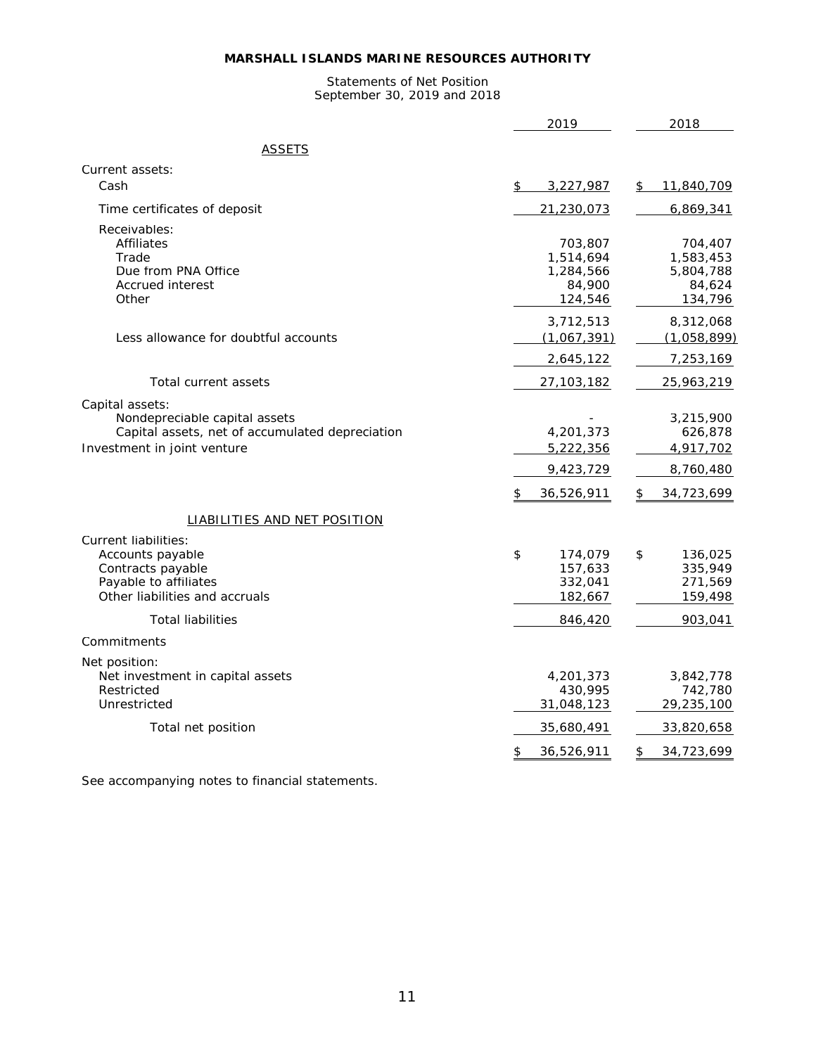# MARSHALL ISLANDS MARINE RESOURCES AUTHORITY

Statements of Net Position
September 30, 2019 and 2018

| | 2019 | 2018 |
|---|---|---|
| **ASSETS** | | |
| Current assets: | | |
| Cash | $ 3,227,987 | $ 11,840,709 |
| Time certificates of deposit | 21,230,073 | 6,869,341 |
| Receivables: | | |
| Affiliates | 703,807 | 704,407 |
| Trade | 1,514,694 | 1,583,453 |
| Due from PNA Office | 1,284,566 | 5,804,788 |
| Accrued interest | 84,900 | 84,624 |
| Other | 124,546 | 134,796 |
| | 3,712,513 | 8,312,068 |
| Less allowance for doubtful accounts | (1,067,391) | (1,058,899) |
| | 2,645,122 | 7,253,169 |
| Total current assets | 27,103,182 | 25,963,219 |
| Capital assets: | | |
| Nondepreciable capital assets | - | 3,215,900 |
| Capital assets, net of accumulated depreciation | 4,201,373 | 626,878 |
| Investment in joint venture | 5,222,356 | 4,917,702 |
| | 9,423,729 | 8,760,480 |
| | $ 36,526,911 | $ 34,723,699 |
| **LIABILITIES AND NET POSITION** | | |
| Current liabilities: | | |
| Accounts payable | $ 174,079 | $ 136,025 |
| Contracts payable | 157,633 | 335,949 |
| Payable to affiliates | 332,041 | 271,569 |
| Other liabilities and accruals | 182,667 | 159,498 |
| Total liabilities | 846,420 | 903,041 |
| Commitments | | |
| Net position: | | |
| Net investment in capital assets | 4,201,373 | 3,842,778 |
| Restricted | 430,995 | 742,780 |
| Unrestricted | 31,048,123 | 29,235,100 |
| Total net position | 35,680,491 | 33,820,658 |
| | $ 36,526,911 | $ 34,723,699 |

See accompanying notes to financial statements.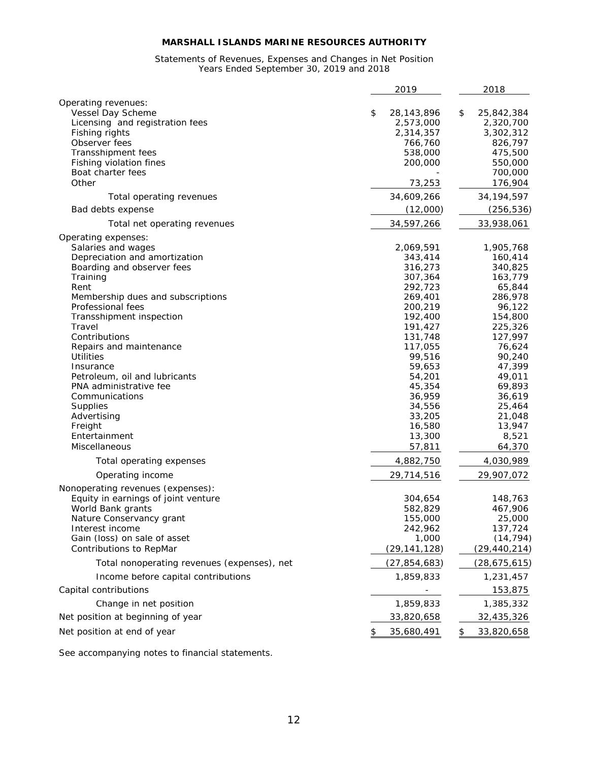**MARSHALL ISLANDS MARINE RESOURCES AUTHORITY**

Statements of Revenues, Expenses and Changes in Net Position
Years Ended September 30, 2019 and 2018

| | 2019 | 2018 |
|---|---|---|
| Operating revenues: | | |
| Vessel Day Scheme | $ 28,143,896 | $ 25,842,384 |
| Licensing and registration fees | 2,573,000 | 2,320,700 |
| Fishing rights | 2,314,357 | 3,302,312 |
| Observer fees | 766,760 | 826,797 |
| Transshipment fees | 538,000 | 475,500 |
| Fishing violation fines | 200,000 | 550,000 |
| Boat charter fees | - | 700,000 |
| Other | 73,253 | 176,904 |
| Total operating revenues | 34,609,266 | 34,194,597 |
| Bad debts expense | (12,000) | (256,536) |
| Total net operating revenues | 34,597,266 | 33,938,061 |
| Operating expenses: | | |
| Salaries and wages | 2,069,591 | 1,905,768 |
| Depreciation and amortization | 343,414 | 160,414 |
| Boarding and observer fees | 316,273 | 340,825 |
| Training | 307,364 | 163,779 |
| Rent | 292,723 | 65,844 |
| Membership dues and subscriptions | 269,401 | 286,978 |
| Professional fees | 200,219 | 96,122 |
| Transshipment inspection | 192,400 | 154,800 |
| Travel | 191,427 | 225,326 |
| Contributions | 131,748 | 127,997 |
| Repairs and maintenance | 117,055 | 76,624 |
| Utilities | 99,516 | 90,240 |
| Insurance | 59,653 | 47,399 |
| Petroleum, oil and lubricants | 54,201 | 49,011 |
| PNA administrative fee | 45,354 | 69,893 |
| Communications | 36,959 | 36,619 |
| Supplies | 34,556 | 25,464 |
| Advertising | 33,205 | 21,048 |
| Freight | 16,580 | 13,947 |
| Entertainment | 13,300 | 8,521 |
| Miscellaneous | 57,811 | 64,370 |
| Total operating expenses | 4,882,750 | 4,030,989 |
| Operating income | 29,714,516 | 29,907,072 |
| Nonoperating revenues (expenses): | | |
| Equity in earnings of joint venture | 304,654 | 148,763 |
| World Bank grants | 582,829 | 467,906 |
| Nature Conservancy grant | 155,000 | 25,000 |
| Interest income | 242,962 | 137,724 |
| Gain (loss) on sale of asset | 1,000 | (14,794) |
| Contributions to RepMar | (29,141,128) | (29,440,214) |
| Total nonoperating revenues (expenses), net | (27,854,683) | (28,675,615) |
| Income before capital contributions | 1,859,833 | 1,231,457 |
| Capital contributions | - | 153,875 |
| Change in net position | 1,859,833 | 1,385,332 |
| Net position at beginning of year | 33,820,658 | 32,435,326 |
| Net position at end of year | $ 35,680,491 | $ 33,820,658 |

See accompanying notes to financial statements.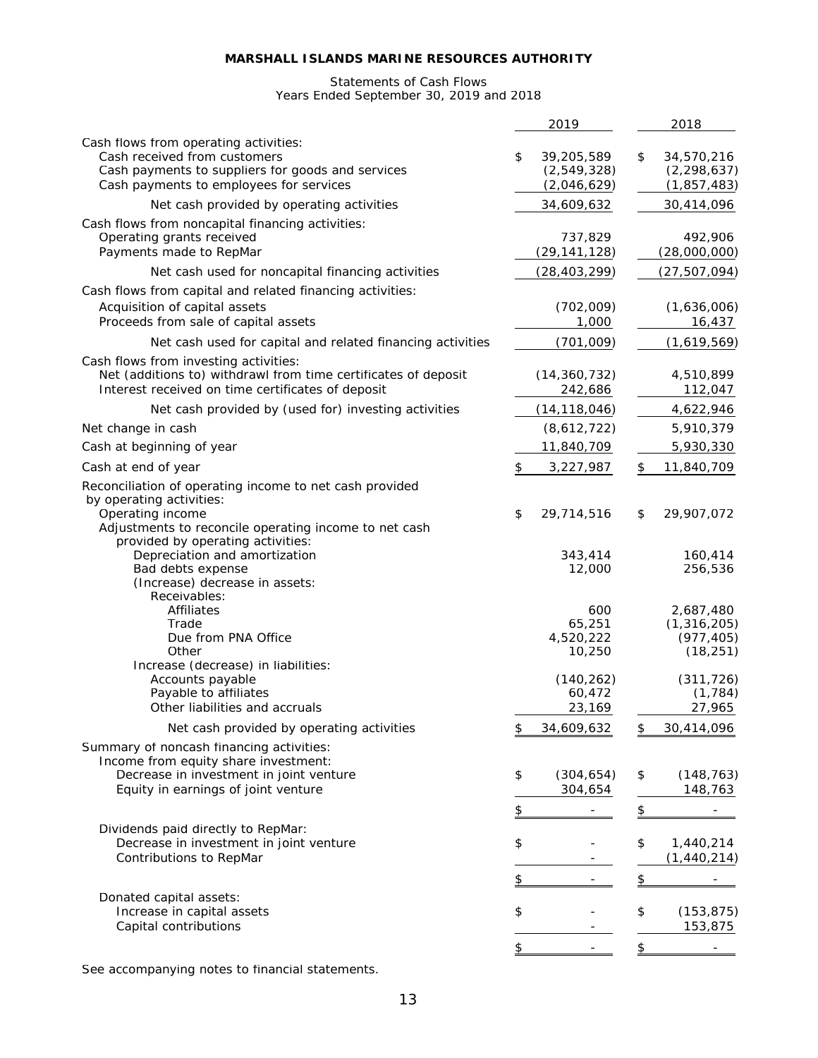# MARSHALL ISLANDS MARINE RESOURCES AUTHORITY

Statements of Cash Flows
Years Ended September 30, 2019 and 2018

| | 2019 | 2018 |
|---|---|---|
| Cash flows from operating activities: | | |
| Cash received from customers | $ 39,205,589 | $ 34,570,216 |
| Cash payments to suppliers for goods and services | (2,549,328) | (2,298,637) |
| Cash payments to employees for services | (2,046,629) | (1,857,483) |
| Net cash provided by operating activities | 34,609,632 | 30,414,096 |
| Cash flows from noncapital financing activities: | | |
| Operating grants received | 737,829 | 492,906 |
| Payments made to RepMar | (29,141,128) | (28,000,000) |
| Net cash used for noncapital financing activities | (28,403,299) | (27,507,094) |
| Cash flows from capital and related financing activities: | | |
| Acquisition of capital assets | (702,009) | (1,636,006) |
| Proceeds from sale of capital assets | 1,000 | 16,437 |
| Net cash used for capital and related financing activities | (701,009) | (1,619,569) |
| Cash flows from investing activities: | | |
| Net (additions to) withdrawl from time certificates of deposit | (14,360,732) | 4,510,899 |
| Interest received on time certificates of deposit | 242,686 | 112,047 |
| Net cash provided by (used for) investing activities | (14,118,046) | 4,622,946 |
| Net change in cash | (8,612,722) | 5,910,379 |
| Cash at beginning of year | 11,840,709 | 5,930,330 |
| Cash at end of year | $ 3,227,987 | $ 11,840,709 |
| Reconciliation of operating income to net cash provided by operating activities: | | |
| Operating income | $ 29,714,516 | $ 29,907,072 |
| Adjustments to reconcile operating income to net cash provided by operating activities: | | |
| Depreciation and amortization | 343,414 | 160,414 |
| Bad debts expense | 12,000 | 256,536 |
| (Increase) decrease in assets: | | |
| Receivables: | | |
| Affiliates | 600 | 2,687,480 |
| Trade | 65,251 | (1,316,205) |
| Due from PNA Office | 4,520,222 | (977,405) |
| Other | 10,250 | (18,251) |
| Increase (decrease) in liabilities: | | |
| Accounts payable | (140,262) | (311,726) |
| Payable to affiliates | 60,472 | (1,784) |
| Other liabilities and accruals | 23,169 | 27,965 |
| Net cash provided by operating activities | $ 34,609,632 | $ 30,414,096 |
| Summary of noncash financing activities: | | |
| Income from equity share investment: | | |
| Decrease in investment in joint venture | $ (304,654) | $ (148,763) |
| Equity in earnings of joint venture | 304,654 | 148,763 |
| | $ - | $ - |
| Dividends paid directly to RepMar: | | |
| Decrease in investment in joint venture | $ - | $ 1,440,214 |
| Contributions to RepMar | - | (1,440,214) |
| | $ - | $ - |
| Donated capital assets: | | |
| Increase in capital assets | $ - | $ (153,875) |
| Capital contributions | - | 153,875 |
| | $ - | $ - |

See accompanying notes to financial statements.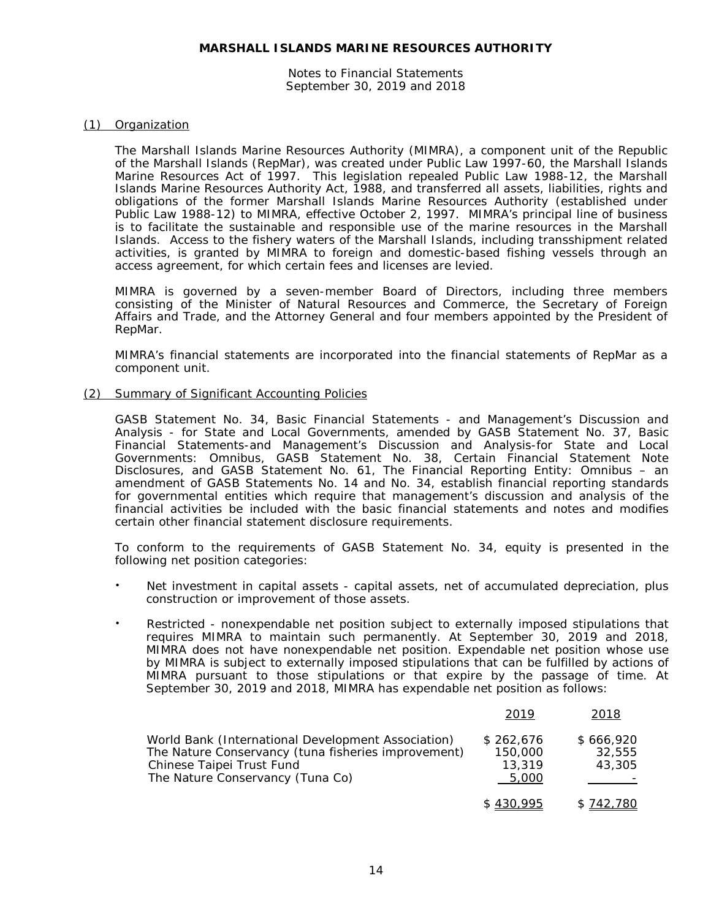**MARSHALL ISLANDS MARINE RESOURCES AUTHORITY**

Notes to Financial Statements
September 30, 2019 and 2018

(1) Organization

The Marshall Islands Marine Resources Authority (MIMRA), a component unit of the Republic of the Marshall Islands (RepMar), was created under Public Law 1997-60, the Marshall Islands Marine Resources Act of 1997. This legislation repealed Public Law 1988-12, the Marshall Islands Marine Resources Authority Act, 1988, and transferred all assets, liabilities, rights and obligations of the former Marshall Islands Marine Resources Authority (established under Public Law 1988-12) to MIMRA, effective October 2, 1997. MIMRA's principal line of business is to facilitate the sustainable and responsible use of the marine resources in the Marshall Islands. Access to the fishery waters of the Marshall Islands, including transshipment related activities, is granted by MIMRA to foreign and domestic-based fishing vessels through an access agreement, for which certain fees and licenses are levied.

MIMRA is governed by a seven-member Board of Directors, including three members consisting of the Minister of Natural Resources and Commerce, the Secretary of Foreign Affairs and Trade, and the Attorney General and four members appointed by the President of RepMar.

MIMRA's financial statements are incorporated into the financial statements of RepMar as a component unit.

(2) Summary of Significant Accounting Policies

GASB Statement No. 34, Basic Financial Statements - and Management's Discussion and Analysis - for State and Local Governments, amended by GASB Statement No. 37, Basic Financial Statements-and Management's Discussion and Analysis-for State and Local Governments: Omnibus, GASB Statement No. 38, Certain Financial Statement Note Disclosures, and GASB Statement No. 61, The Financial Reporting Entity: Omnibus – an amendment of GASB Statements No. 14 and No. 34, establish financial reporting standards for governmental entities which require that management's discussion and analysis of the financial activities be included with the basic financial statements and notes and modifies certain other financial statement disclosure requirements.

To conform to the requirements of GASB Statement No. 34, equity is presented in the following net position categories:

- Net investment in capital assets - capital assets, net of accumulated depreciation, plus construction or improvement of those assets.
- Restricted - nonexpendable net position subject to externally imposed stipulations that requires MIMRA to maintain such permanently. At September 30, 2019 and 2018, MIMRA does not have nonexpendable net position. Expendable net position whose use by MIMRA is subject to externally imposed stipulations that can be fulfilled by actions of MIMRA pursuant to those stipulations or that expire by the passage of time. At September 30, 2019 and 2018, MIMRA has expendable net position as follows:

| | 2019 | 2018 |
|---|---|---|
| World Bank (International Development Association) | $ 262,676 | $ 666,920 |
| The Nature Conservancy (tuna fisheries improvement) | 150,000 | 32,555 |
| Chinese Taipei Trust Fund | 13,319 | 43,305 |
| The Nature Conservancy (Tuna Co) | 5,000 | - |
| | $ 430,995 | $ 742,780 |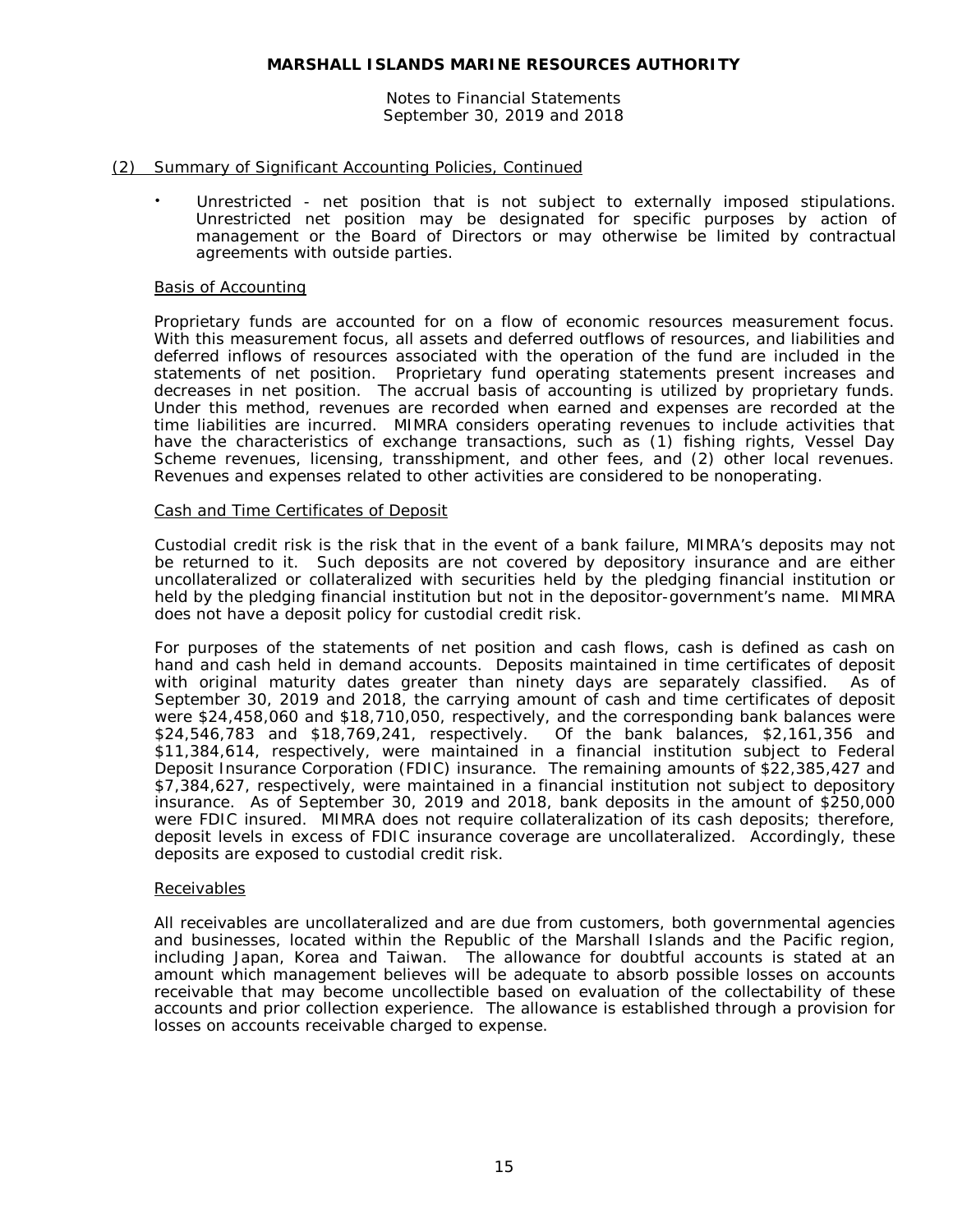## (2) Summary of Significant Accounting Policies, Continued

- Unrestricted - net position that is not subject to externally imposed stipulations. Unrestricted net position may be designated for specific purposes by action of management or the Board of Directors or may otherwise be limited by contractual agreements with outside parties.

### Basis of Accounting

Proprietary funds are accounted for on a flow of economic resources measurement focus. With this measurement focus, all assets and deferred outflows of resources, and liabilities and deferred inflows of resources associated with the operation of the fund are included in the statements of net position. Proprietary fund operating statements present increases and decreases in net position. The accrual basis of accounting is utilized by proprietary funds. Under this method, revenues are recorded when earned and expenses are recorded at the time liabilities are incurred. MIMRA considers operating revenues to include activities that have the characteristics of exchange transactions, such as (1) fishing rights, Vessel Day Scheme revenues, licensing, transshipment, and other fees, and (2) other local revenues. Revenues and expenses related to other activities are considered to be nonoperating.

### Cash and Time Certificates of Deposit

Custodial credit risk is the risk that in the event of a bank failure, MIMRA's deposits may not be returned to it. Such deposits are not covered by depository insurance and are either uncollateralized or collateralized with securities held by the pledging financial institution or held by the pledging financial institution but not in the depositor-government's name. MIMRA does not have a deposit policy for custodial credit risk.

For purposes of the statements of net position and cash flows, cash is defined as cash on hand and cash held in demand accounts. Deposits maintained in time certificates of deposit with original maturity dates greater than ninety days are separately classified. As of September 30, 2019 and 2018, the carrying amount of cash and time certificates of deposit were $24,458,060 and $18,710,050, respectively, and the corresponding bank balances were $24,546,783 and $18,769,241, respectively. Of the bank balances, $2,161,356 and $11,384,614, respectively, were maintained in a financial institution subject to Federal Deposit Insurance Corporation (FDIC) insurance. The remaining amounts of $22,385,427 and $7,384,627, respectively, were maintained in a financial institution not subject to depository insurance. As of September 30, 2019 and 2018, bank deposits in the amount of $250,000 were FDIC insured. MIMRA does not require collateralization of its cash deposits; therefore, deposit levels in excess of FDIC insurance coverage are uncollateralized. Accordingly, these deposits are exposed to custodial credit risk.

### Receivables

All receivables are uncollateralized and are due from customers, both governmental agencies and businesses, located within the Republic of the Marshall Islands and the Pacific region, including Japan, Korea and Taiwan. The allowance for doubtful accounts is stated at an amount which management believes will be adequate to absorb possible losses on accounts receivable that may become uncollectible based on evaluation of the collectability of these accounts and prior collection experience. The allowance is established through a provision for losses on accounts receivable charged to expense.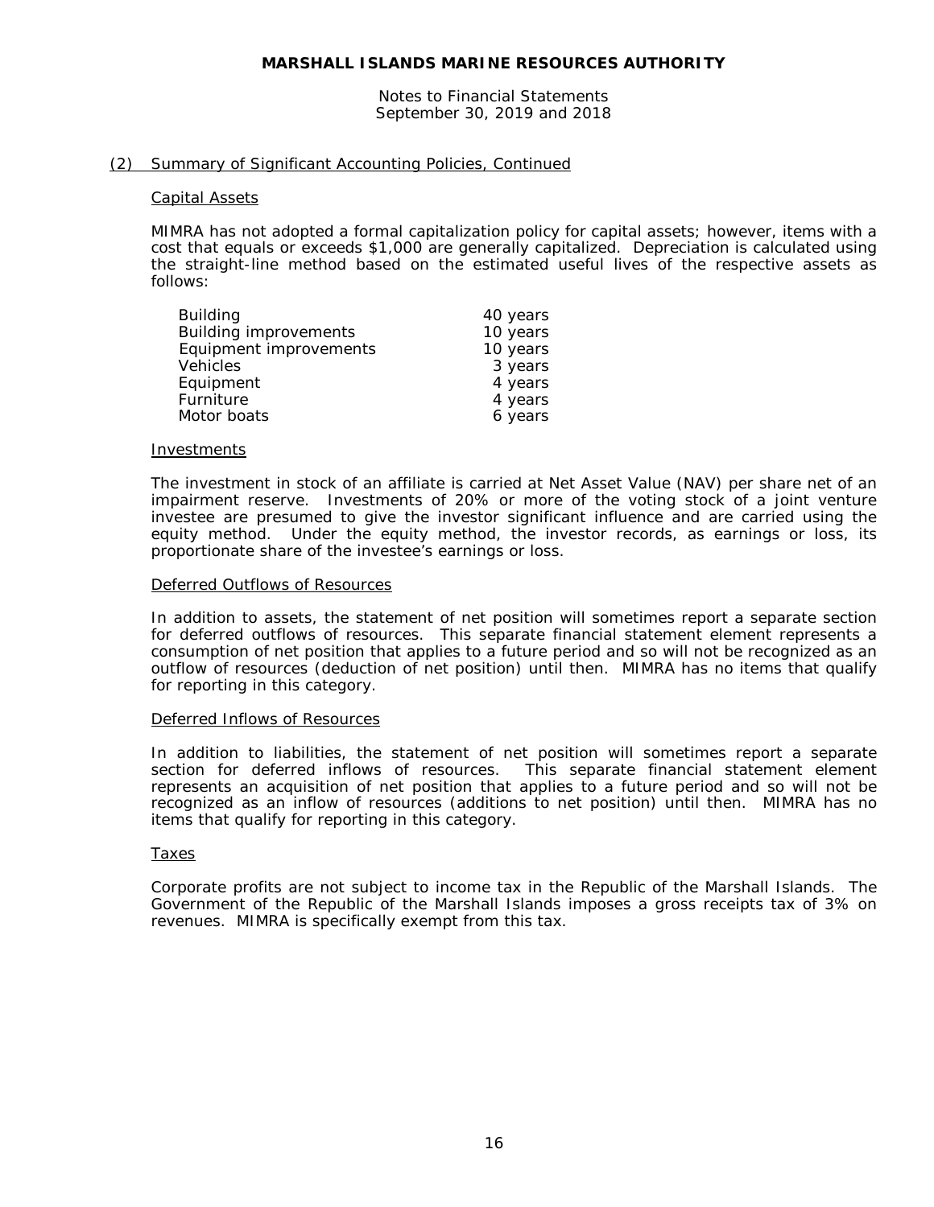## (2) Summary of Significant Accounting Policies, Continued

### Capital Assets

MIMRA has not adopted a formal capitalization policy for capital assets; however, items with a cost that equals or exceeds $1,000 are generally capitalized. Depreciation is calculated using the straight-line method based on the estimated useful lives of the respective assets as follows:

| | |
|---|---|
| Building | 40 years |
| Building improvements | 10 years |
| Equipment improvements | 10 years |
| Vehicles | 3 years |
| Equipment | 4 years |
| Furniture | 4 years |
| Motor boats | 6 years |

### Investments

The investment in stock of an affiliate is carried at Net Asset Value (NAV) per share net of an impairment reserve. Investments of 20% or more of the voting stock of a joint venture investee are presumed to give the investor significant influence and are carried using the equity method. Under the equity method, the investor records, as earnings or loss, its proportionate share of the investee's earnings or loss.

### Deferred Outflows of Resources

In addition to assets, the statement of net position will sometimes report a separate section for deferred outflows of resources. This separate financial statement element represents a consumption of net position that applies to a future period and so will not be recognized as an outflow of resources (deduction of net position) until then. MIMRA has no items that qualify for reporting in this category.

### Deferred Inflows of Resources

In addition to liabilities, the statement of net position will sometimes report a separate section for deferred inflows of resources. This separate financial statement element represents an acquisition of net position that applies to a future period and so will not be recognized as an inflow of resources (additions to net position) until then. MIMRA has no items that qualify for reporting in this category.

### Taxes

Corporate profits are not subject to income tax in the Republic of the Marshall Islands. The Government of the Republic of the Marshall Islands imposes a gross receipts tax of 3% on revenues. MIMRA is specifically exempt from this tax.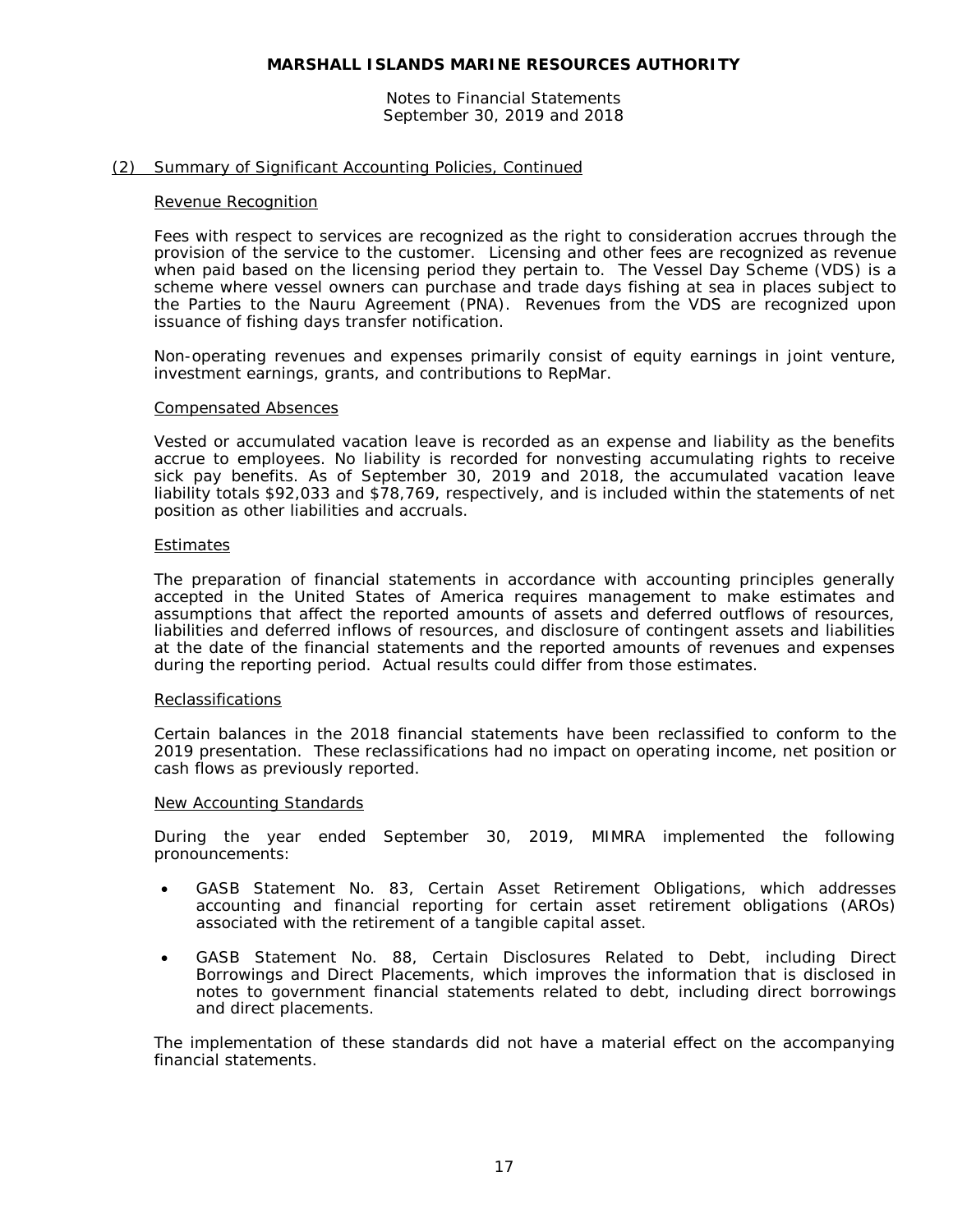## (2) Summary of Significant Accounting Policies, Continued

### Revenue Recognition

Fees with respect to services are recognized as the right to consideration accrues through the provision of the service to the customer. Licensing and other fees are recognized as revenue when paid based on the licensing period they pertain to. The Vessel Day Scheme (VDS) is a scheme where vessel owners can purchase and trade days fishing at sea in places subject to the Parties to the Nauru Agreement (PNA). Revenues from the VDS are recognized upon issuance of fishing days transfer notification.

Non-operating revenues and expenses primarily consist of equity earnings in joint venture, investment earnings, grants, and contributions to RepMar.

### Compensated Absences

Vested or accumulated vacation leave is recorded as an expense and liability as the benefits accrue to employees. No liability is recorded for nonvesting accumulating rights to receive sick pay benefits. As of September 30, 2019 and 2018, the accumulated vacation leave liability totals $92,033 and $78,769, respectively, and is included within the statements of net position as other liabilities and accruals.

### Estimates

The preparation of financial statements in accordance with accounting principles generally accepted in the United States of America requires management to make estimates and assumptions that affect the reported amounts of assets and deferred outflows of resources, liabilities and deferred inflows of resources, and disclosure of contingent assets and liabilities at the date of the financial statements and the reported amounts of revenues and expenses during the reporting period. Actual results could differ from those estimates.

### Reclassifications

Certain balances in the 2018 financial statements have been reclassified to conform to the 2019 presentation. These reclassifications had no impact on operating income, net position or cash flows as previously reported.

### New Accounting Standards

During the year ended September 30, 2019, MIMRA implemented the following pronouncements:

- GASB Statement No. 83, Certain Asset Retirement Obligations, which addresses accounting and financial reporting for certain asset retirement obligations (AROs) associated with the retirement of a tangible capital asset.
- GASB Statement No. 88, Certain Disclosures Related to Debt, including Direct Borrowings and Direct Placements, which improves the information that is disclosed in notes to government financial statements related to debt, including direct borrowings and direct placements.

The implementation of these standards did not have a material effect on the accompanying financial statements.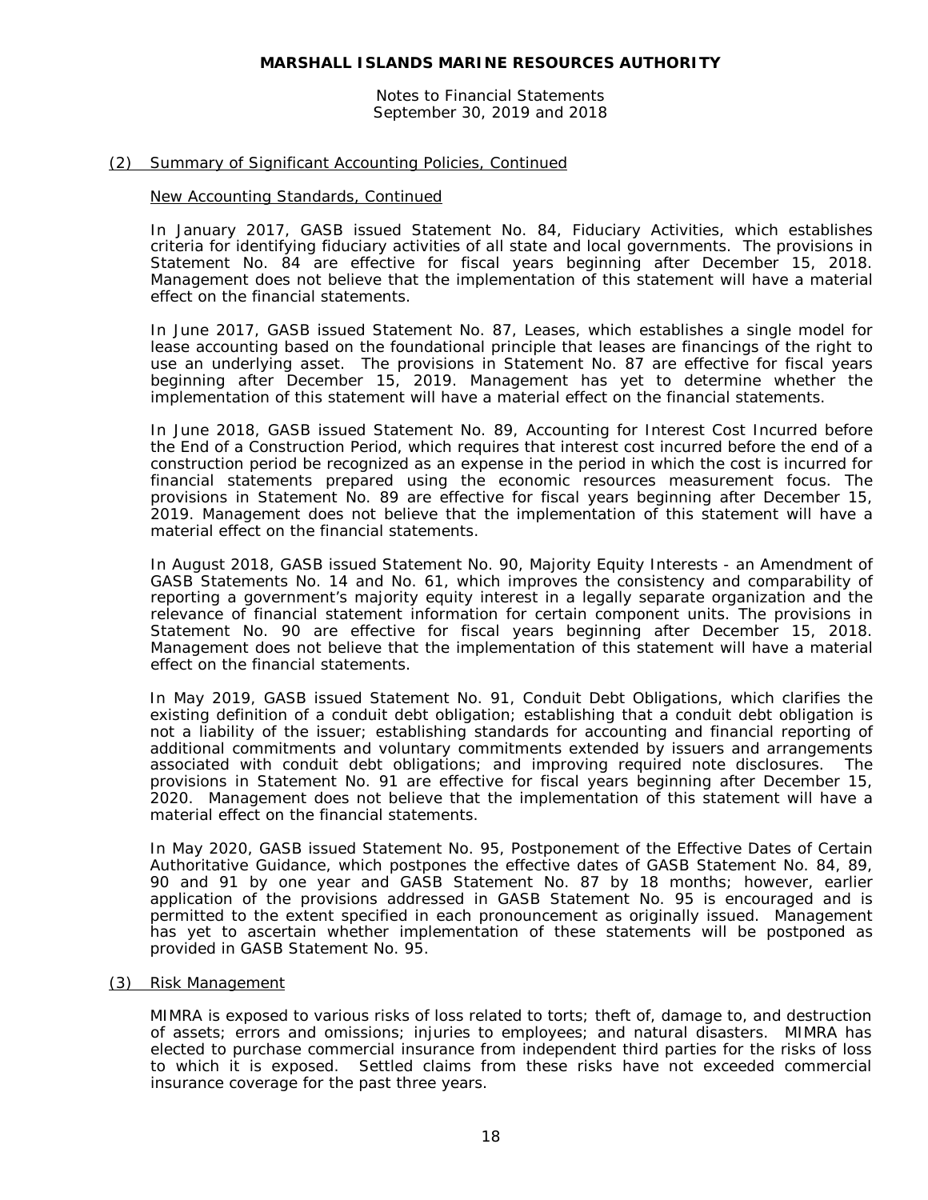## (2) Summary of Significant Accounting Policies, Continued

### New Accounting Standards, Continued

In January 2017, GASB issued Statement No. 84, Fiduciary Activities, which establishes criteria for identifying fiduciary activities of all state and local governments. The provisions in Statement No. 84 are effective for fiscal years beginning after December 15, 2018. Management does not believe that the implementation of this statement will have a material effect on the financial statements.

In June 2017, GASB issued Statement No. 87, Leases, which establishes a single model for lease accounting based on the foundational principle that leases are financings of the right to use an underlying asset. The provisions in Statement No. 87 are effective for fiscal years beginning after December 15, 2019. Management has yet to determine whether the implementation of this statement will have a material effect on the financial statements.

In June 2018, GASB issued Statement No. 89, Accounting for Interest Cost Incurred before the End of a Construction Period, which requires that interest cost incurred before the end of a construction period be recognized as an expense in the period in which the cost is incurred for financial statements prepared using the economic resources measurement focus. The provisions in Statement No. 89 are effective for fiscal years beginning after December 15, 2019. Management does not believe that the implementation of this statement will have a material effect on the financial statements.

In August 2018, GASB issued Statement No. 90, Majority Equity Interests - an Amendment of GASB Statements No. 14 and No. 61, which improves the consistency and comparability of reporting a government's majority equity interest in a legally separate organization and the relevance of financial statement information for certain component units. The provisions in Statement No. 90 are effective for fiscal years beginning after December 15, 2018. Management does not believe that the implementation of this statement will have a material effect on the financial statements.

In May 2019, GASB issued Statement No. 91, Conduit Debt Obligations, which clarifies the existing definition of a conduit debt obligation; establishing that a conduit debt obligation is not a liability of the issuer; establishing standards for accounting and financial reporting of additional commitments and voluntary commitments extended by issuers and arrangements associated with conduit debt obligations; and improving required note disclosures. The provisions in Statement No. 91 are effective for fiscal years beginning after December 15, 2020. Management does not believe that the implementation of this statement will have a material effect on the financial statements.

In May 2020, GASB issued Statement No. 95, Postponement of the Effective Dates of Certain Authoritative Guidance, which postpones the effective dates of GASB Statement No. 84, 89, 90 and 91 by one year and GASB Statement No. 87 by 18 months; however, earlier application of the provisions addressed in GASB Statement No. 95 is encouraged and is permitted to the extent specified in each pronouncement as originally issued. Management has yet to ascertain whether implementation of these statements will be postponed as provided in GASB Statement No. 95.

## (3) Risk Management

MIMRA is exposed to various risks of loss related to torts; theft of, damage to, and destruction of assets; errors and omissions; injuries to employees; and natural disasters. MIMRA has elected to purchase commercial insurance from independent third parties for the risks of loss to which it is exposed. Settled claims from these risks have not exceeded commercial insurance coverage for the past three years.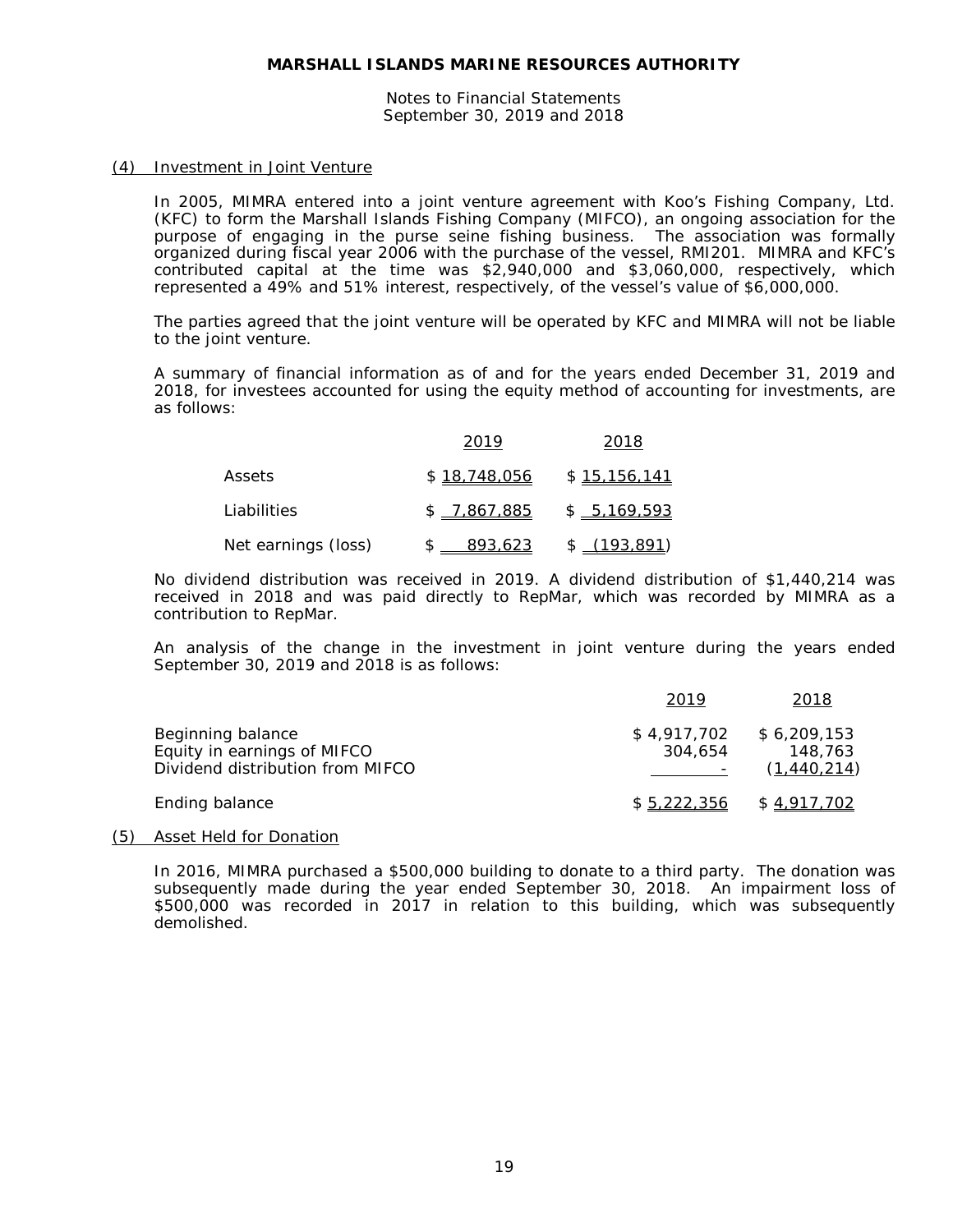# MARSHALL ISLANDS MARINE RESOURCES AUTHORITY

Notes to Financial Statements
September 30, 2019 and 2018

## (4) Investment in Joint Venture

In 2005, MIMRA entered into a joint venture agreement with Koo's Fishing Company, Ltd. (KFC) to form the Marshall Islands Fishing Company (MIFCO), an ongoing association for the purpose of engaging in the purse seine fishing business. The association was formally organized during fiscal year 2006 with the purchase of the vessel, RMI201. MIMRA and KFC's contributed capital at the time was $2,940,000 and $3,060,000, respectively, which represented a 49% and 51% interest, respectively, of the vessel's value of $6,000,000.

The parties agreed that the joint venture will be operated by KFC and MIMRA will not be liable to the joint venture.

A summary of financial information as of and for the years ended December 31, 2019 and 2018, for investees accounted for using the equity method of accounting for investments, are as follows:

| | 2019 | 2018 |
|---|---|---|
| Assets | $ 18,748,056 | $ 15,156,141 |
| Liabilities | $ 7,867,885 | $ 5,169,593 |
| Net earnings (loss) | $ 893,623 | $ (193,891) |

No dividend distribution was received in 2019. A dividend distribution of $1,440,214 was received in 2018 and was paid directly to RepMar, which was recorded by MIMRA as a contribution to RepMar.

An analysis of the change in the investment in joint venture during the years ended September 30, 2019 and 2018 is as follows:

| | 2019 | 2018 |
|---|---|---|
| Beginning balance | $ 4,917,702 | $ 6,209,153 |
| Equity in earnings of MIFCO | 304,654 | 148,763 |
| Dividend distribution from MIFCO | - | (1,440,214) |
| Ending balance | $ 5,222,356 | $ 4,917,702 |

## (5) Asset Held for Donation

In 2016, MIMRA purchased a $500,000 building to donate to a third party. The donation was subsequently made during the year ended September 30, 2018. An impairment loss of $500,000 was recorded in 2017 in relation to this building, which was subsequently demolished.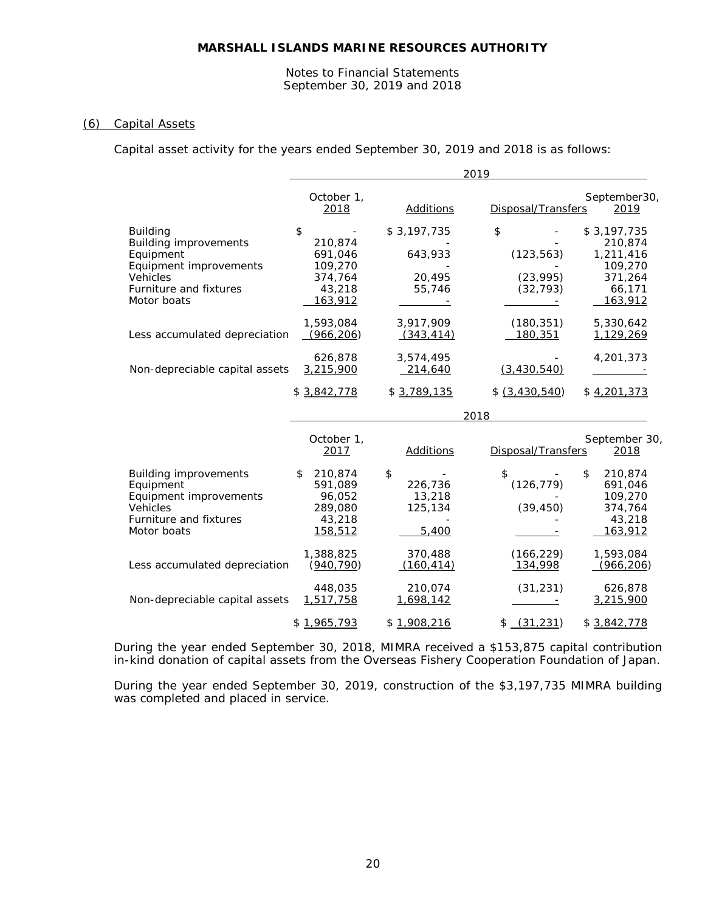## MARSHALL ISLANDS MARINE RESOURCES AUTHORITY

Notes to Financial Statements
September 30, 2019 and 2018

### (6) Capital Assets

Capital asset activity for the years ended September 30, 2019 and 2018 is as follows:

| | 2019 | | | |
|---|---|---|---|---|
| | October 1, 2018 | Additions | Disposal/Transfers | September30, 2019 |
| Building | $ - | $ 3,197,735 | $ - | $ 3,197,735 |
| Building improvements | 210,874 | - | - | 210,874 |
| Equipment | 691,046 | 643,933 | (123,563) | 1,211,416 |
| Equipment improvements | 109,270 | - | - | 109,270 |
| Vehicles | 374,764 | 20,495 | (23,995) | 371,264 |
| Furniture and fixtures | 43,218 | 55,746 | (32,793) | 66,171 |
| Motor boats | 163,912 | - | - | 163,912 |
| | 1,593,084 | 3,917,909 | (180,351) | 5,330,642 |
| Less accumulated depreciation | (966,206) | (343,414) | 180,351 | 1,129,269 |
| | 626,878 | 3,574,495 | - | 4,201,373 |
| Non-depreciable capital assets | 3,215,900 | 214,640 | (3,430,540) | - |
| | $ 3,842,778 | $ 3,789,135 | $ (3,430,540) | $ 4,201,373 |

| | 2018 | | | |
|---|---|---|---|---|
| | October 1, 2017 | Additions | Disposal/Transfers | September 30, 2018 |
| Building improvements | $ 210,874 | $ - | $ - | $ 210,874 |
| Equipment | 591,089 | 226,736 | (126,779) | 691,046 |
| Equipment improvements | 96,052 | 13,218 | - | 109,270 |
| Vehicles | 289,080 | 125,134 | (39,450) | 374,764 |
| Furniture and fixtures | 43,218 | - | - | 43,218 |
| Motor boats | 158,512 | 5,400 | - | 163,912 |
| | 1,388,825 | 370,488 | (166,229) | 1,593,084 |
| Less accumulated depreciation | (940,790) | (160,414) | 134,998 | (966,206) |
| | 448,035 | 210,074 | (31,231) | 626,878 |
| Non-depreciable capital assets | 1,517,758 | 1,698,142 | - | 3,215,900 |
| | $ 1,965,793 | $ 1,908,216 | $ (31,231) | $ 3,842,778 |

During the year ended September 30, 2018, MIMRA received a $153,875 capital contribution in-kind donation of capital assets from the Overseas Fishery Cooperation Foundation of Japan.

During the year ended September 30, 2019, construction of the $3,197,735 MIMRA building was completed and placed in service.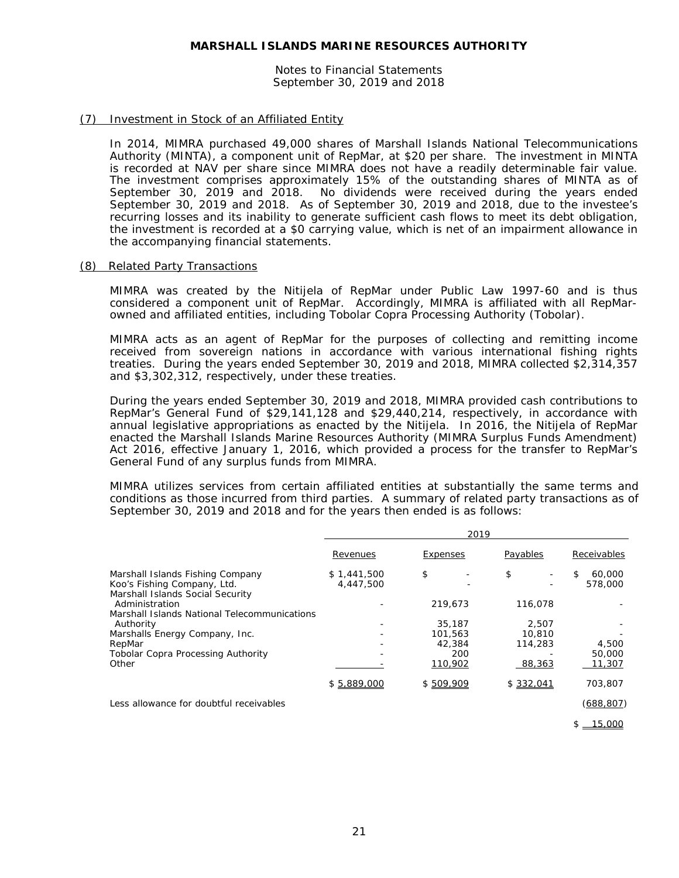**MARSHALL ISLANDS MARINE RESOURCES AUTHORITY**

Notes to Financial Statements
September 30, 2019 and 2018

## (7) Investment in Stock of an Affiliated Entity

In 2014, MIMRA purchased 49,000 shares of Marshall Islands National Telecommunications Authority (MINTA), a component unit of RepMar, at $20 per share. The investment in MINTA is recorded at NAV per share since MIMRA does not have a readily determinable fair value. The investment comprises approximately 15% of the outstanding shares of MINTA as of September 30, 2019 and 2018. No dividends were received during the years ended September 30, 2019 and 2018. As of September 30, 2019 and 2018, due to the investee's recurring losses and its inability to generate sufficient cash flows to meet its debt obligation, the investment is recorded at a $0 carrying value, which is net of an impairment allowance in the accompanying financial statements.

## (8) Related Party Transactions

MIMRA was created by the Nitijela of RepMar under Public Law 1997-60 and is thus considered a component unit of RepMar. Accordingly, MIMRA is affiliated with all RepMar-owned and affiliated entities, including Tobolar Copra Processing Authority (Tobolar).

MIMRA acts as an agent of RepMar for the purposes of collecting and remitting income received from sovereign nations in accordance with various international fishing rights treaties. During the years ended September 30, 2019 and 2018, MIMRA collected $2,314,357 and $3,302,312, respectively, under these treaties.

During the years ended September 30, 2019 and 2018, MIMRA provided cash contributions to RepMar's General Fund of $29,141,128 and $29,440,214, respectively, in accordance with annual legislative appropriations as enacted by the Nitijela. In 2016, the Nitijela of RepMar enacted the Marshall Islands Marine Resources Authority (MIMRA Surplus Funds Amendment) Act 2016, effective January 1, 2016, which provided a process for the transfer to RepMar's General Fund of any surplus funds from MIMRA.

MIMRA utilizes services from certain affiliated entities at substantially the same terms and conditions as those incurred from third parties. A summary of related party transactions as of September 30, 2019 and 2018 and for the years then ended is as follows:

| | 2019 | | | |
|---|---|---|---|---|
| | Revenues | Expenses | Payables | Receivables |
| Marshall Islands Fishing Company | $ 1,441,500 | $ - | $ - | $ 60,000 |
| Koo's Fishing Company, Ltd. | 4,447,500 | - | - | 578,000 |
| Marshall Islands Social Security Administration | - | 219,673 | 116,078 | - |
| Marshall Islands National Telecommunications Authority | - | 35,187 | 2,507 | - |
| Marshalls Energy Company, Inc. | - | 101,563 | 10,810 | - |
| RepMar | - | 42,384 | 114,283 | 4,500 |
| Tobolar Copra Processing Authority | - | 200 | - | 50,000 |
| Other | - | 110,902 | 88,363 | 11,307 |
| | $ 5,889,000 | $ 509,909 | $ 332,041 | 703,807 |
| Less allowance for doubtful receivables | | | | (688,807) |
| | | | | $ 15,000 |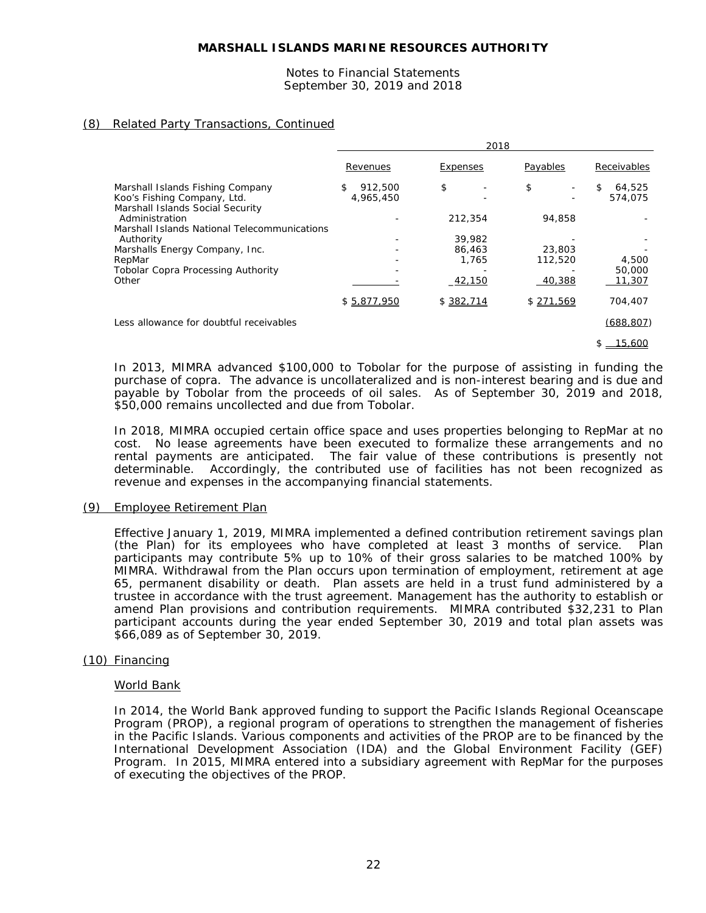## (8) Related Party Transactions, Continued

| | 2018 | | | |
|---|---|---|---|---|
| | Revenues | Expenses | Payables | Receivables |
| Marshall Islands Fishing Company | $ 912,500 | $ - | $ - | $ 64,525 |
| Koo's Fishing Company, Ltd. | 4,965,450 | - | - | 574,075 |
| Marshall Islands Social Security Administration | - | 212,354 | 94,858 | - |
| Marshall Islands National Telecommunications Authority | - | 39,982 | - | - |
| Marshalls Energy Company, Inc. | - | 86,463 | 23,803 | - |
| RepMar | - | 1,765 | 112,520 | 4,500 |
| Tobolar Copra Processing Authority | - | - | - | 50,000 |
| Other | - | 42,150 | 40,388 | 11,307 |
| | $ 5,877,950 | $ 382,714 | $ 271,569 | 704,407 |
| Less allowance for doubtful receivables | | | | (688,807) |
| | | | | $ 15,600 |

In 2013, MIMRA advanced $100,000 to Tobolar for the purpose of assisting in funding the purchase of copra. The advance is uncollateralized and is non-interest bearing and is due and payable by Tobolar from the proceeds of oil sales. As of September 30, 2019 and 2018, $50,000 remains uncollected and due from Tobolar.

In 2018, MIMRA occupied certain office space and uses properties belonging to RepMar at no cost. No lease agreements have been executed to formalize these arrangements and no rental payments are anticipated. The fair value of these contributions is presently not determinable. Accordingly, the contributed use of facilities has not been recognized as revenue and expenses in the accompanying financial statements.

## (9) Employee Retirement Plan

Effective January 1, 2019, MIMRA implemented a defined contribution retirement savings plan (the Plan) for its employees who have completed at least 3 months of service. Plan participants may contribute 5% up to 10% of their gross salaries to be matched 100% by MIMRA. Withdrawal from the Plan occurs upon termination of employment, retirement at age 65, permanent disability or death. Plan assets are held in a trust fund administered by a trustee in accordance with the trust agreement. Management has the authority to establish or amend Plan provisions and contribution requirements. MIMRA contributed $32,231 to Plan participant accounts during the year ended September 30, 2019 and total plan assets was $66,089 as of September 30, 2019.

## (10) Financing

### World Bank

In 2014, the World Bank approved funding to support the Pacific Islands Regional Oceanscape Program (PROP), a regional program of operations to strengthen the management of fisheries in the Pacific Islands. Various components and activities of the PROP are to be financed by the International Development Association (IDA) and the Global Environment Facility (GEF) Program. In 2015, MIMRA entered into a subsidiary agreement with RepMar for the purposes of executing the objectives of the PROP.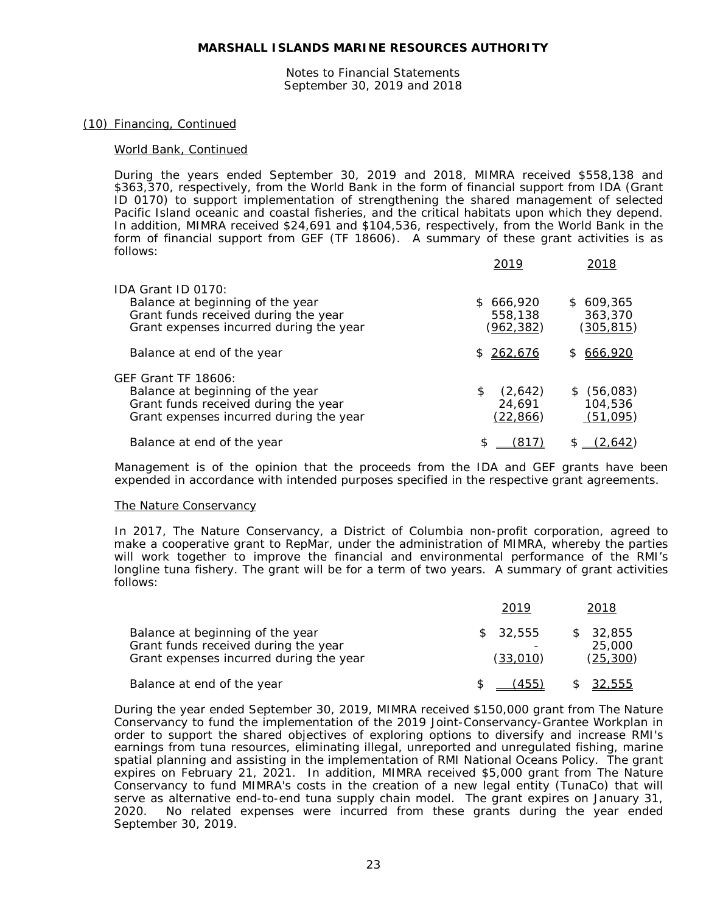## (10) Financing, Continued

### World Bank, Continued

During the years ended September 30, 2019 and 2018, MIMRA received $558,138 and $363,370, respectively, from the World Bank in the form of financial support from IDA (Grant ID 0170) to support implementation of strengthening the shared management of selected Pacific Island oceanic and coastal fisheries, and the critical habitats upon which they depend. In addition, MIMRA received $24,691 and $104,536, respectively, from the World Bank in the form of financial support from GEF (TF 18606). A summary of these grant activities is as follows:

| | 2019 | 2018 |
|---|---|---|
| IDA Grant ID 0170: | | |
| Balance at beginning of the year | $ 666,920 | $ 609,365 |
| Grant funds received during the year | 558,138 | 363,370 |
| Grant expenses incurred during the year | (962,382) | (305,815) |
| Balance at end of the year | $ 262,676 | $ 666,920 |
| GEF Grant TF 18606: | | |
| Balance at beginning of the year | $ (2,642) | $ (56,083) |
| Grant funds received during the year | 24,691 | 104,536 |
| Grant expenses incurred during the year | (22,866) | (51,095) |
| Balance at end of the year | $ (817) | $ (2,642) |

Management is of the opinion that the proceeds from the IDA and GEF grants have been expended in accordance with intended purposes specified in the respective grant agreements.

### The Nature Conservancy

In 2017, The Nature Conservancy, a District of Columbia non-profit corporation, agreed to make a cooperative grant to RepMar, under the administration of MIMRA, whereby the parties will work together to improve the financial and environmental performance of the RMI's longline tuna fishery. The grant will be for a term of two years. A summary of grant activities follows:

| | 2019 | 2018 |
|---|---|---|
| Balance at beginning of the year | $ 32,555 | $ 32,855 |
| Grant funds received during the year | - | 25,000 |
| Grant expenses incurred during the year | (33,010) | (25,300) |
| Balance at end of the year | $ (455) | $ 32,555 |

During the year ended September 30, 2019, MIMRA received $150,000 grant from The Nature Conservancy to fund the implementation of the 2019 Joint-Conservancy-Grantee Workplan in order to support the shared objectives of exploring options to diversify and increase RMI's earnings from tuna resources, eliminating illegal, unreported and unregulated fishing, marine spatial planning and assisting in the implementation of RMI National Oceans Policy. The grant expires on February 21, 2021. In addition, MIMRA received $5,000 grant from The Nature Conservancy to fund MIMRA's costs in the creation of a new legal entity (TunaCo) that will serve as alternative end-to-end tuna supply chain model. The grant expires on January 31, 2020. No related expenses were incurred from these grants during the year ended September 30, 2019.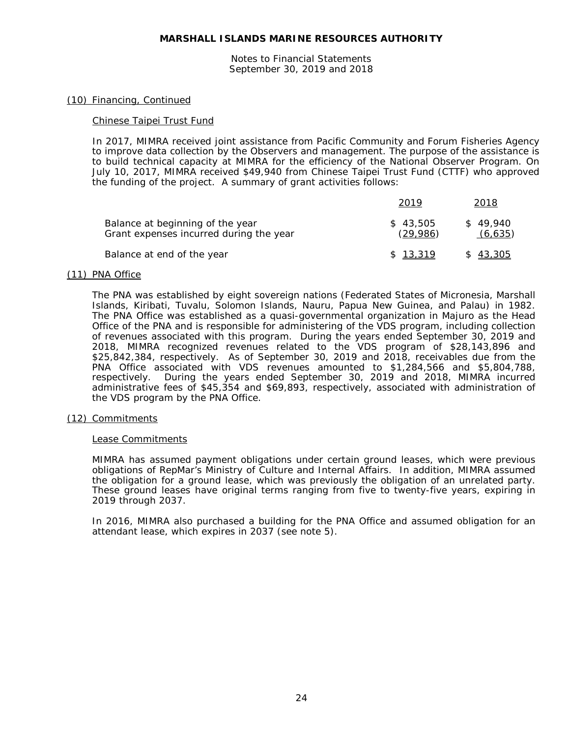MARSHALL ISLANDS MARINE RESOURCES AUTHORITY

Notes to Financial Statements
September 30, 2019 and 2018

## (10) Financing, Continued

### Chinese Taipei Trust Fund

In 2017, MIMRA received joint assistance from Pacific Community and Forum Fisheries Agency to improve data collection by the Observers and management. The purpose of the assistance is to build technical capacity at MIMRA for the efficiency of the National Observer Program. On July 10, 2017, MIMRA received $49,940 from Chinese Taipei Trust Fund (CTTF) who approved the funding of the project. A summary of grant activities follows:

| | 2019 | 2018 |
|---|---|---|
| Balance at beginning of the year | $ 43,505 | $ 49,940 |
| Grant expenses incurred during the year | (29,986) | (6,635) |
| Balance at end of the year | $ 13,319 | $ 43,305 |

## (11) PNA Office

The PNA was established by eight sovereign nations (Federated States of Micronesia, Marshall Islands, Kiribati, Tuvalu, Solomon Islands, Nauru, Papua New Guinea, and Palau) in 1982. The PNA Office was established as a quasi-governmental organization in Majuro as the Head Office of the PNA and is responsible for administering of the VDS program, including collection of revenues associated with this program. During the years ended September 30, 2019 and 2018, MIMRA recognized revenues related to the VDS program of $28,143,896 and $25,842,384, respectively. As of September 30, 2019 and 2018, receivables due from the PNA Office associated with VDS revenues amounted to $1,284,566 and $5,804,788, respectively. During the years ended September 30, 2019 and 2018, MIMRA incurred administrative fees of $45,354 and $69,893, respectively, associated with administration of the VDS program by the PNA Office.

## (12) Commitments

### Lease Commitments

MIMRA has assumed payment obligations under certain ground leases, which were previous obligations of RepMar's Ministry of Culture and Internal Affairs. In addition, MIMRA assumed the obligation for a ground lease, which was previously the obligation of an unrelated party. These ground leases have original terms ranging from five to twenty-five years, expiring in 2019 through 2037.

In 2016, MIMRA also purchased a building for the PNA Office and assumed obligation for an attendant lease, which expires in 2037 (see note 5).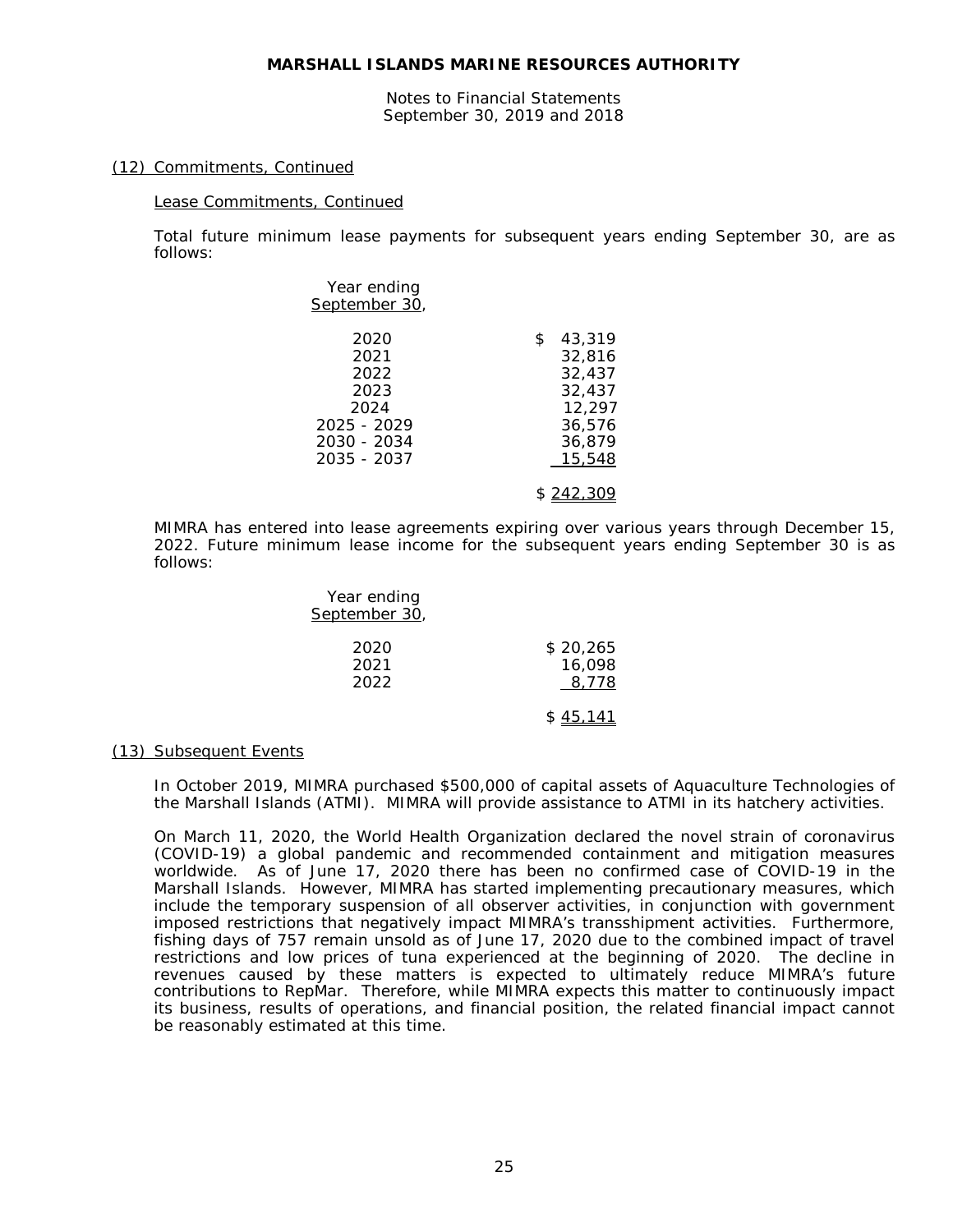MARSHALL ISLANDS MARINE RESOURCES AUTHORITY

Notes to Financial Statements
September 30, 2019 and 2018

## (12) Commitments, Continued

### Lease Commitments, Continued

Total future minimum lease payments for subsequent years ending September 30, are as follows:

| Year ending September 30, | |
|---|---|
| 2020 | $ 43,319 |
| 2021 | 32,816 |
| 2022 | 32,437 |
| 2023 | 32,437 |
| 2024 | 12,297 |
| 2025 - 2029 | 36,576 |
| 2030 - 2034 | 36,879 |
| 2035 - 2037 | 15,548 |
| | $ 242,309 |

MIMRA has entered into lease agreements expiring over various years through December 15, 2022. Future minimum lease income for the subsequent years ending September 30 is as follows:

| Year ending September 30, | |
|---|---|
| 2020 | $ 20,265 |
| 2021 | 16,098 |
| 2022 | 8,778 |
| | $ 45,141 |

## (13) Subsequent Events

In October 2019, MIMRA purchased $500,000 of capital assets of Aquaculture Technologies of the Marshall Islands (ATMI). MIMRA will provide assistance to ATMI in its hatchery activities.

On March 11, 2020, the World Health Organization declared the novel strain of coronavirus (COVID-19) a global pandemic and recommended containment and mitigation measures worldwide. As of June 17, 2020 there has been no confirmed case of COVID-19 in the Marshall Islands. However, MIMRA has started implementing precautionary measures, which include the temporary suspension of all observer activities, in conjunction with government imposed restrictions that negatively impact MIMRA's transshipment activities. Furthermore, fishing days of 757 remain unsold as of June 17, 2020 due to the combined impact of travel restrictions and low prices of tuna experienced at the beginning of 2020. The decline in revenues caused by these matters is expected to ultimately reduce MIMRA's future contributions to RepMar. Therefore, while MIMRA expects this matter to continuously impact its business, results of operations, and financial position, the related financial impact cannot be reasonably estimated at this time.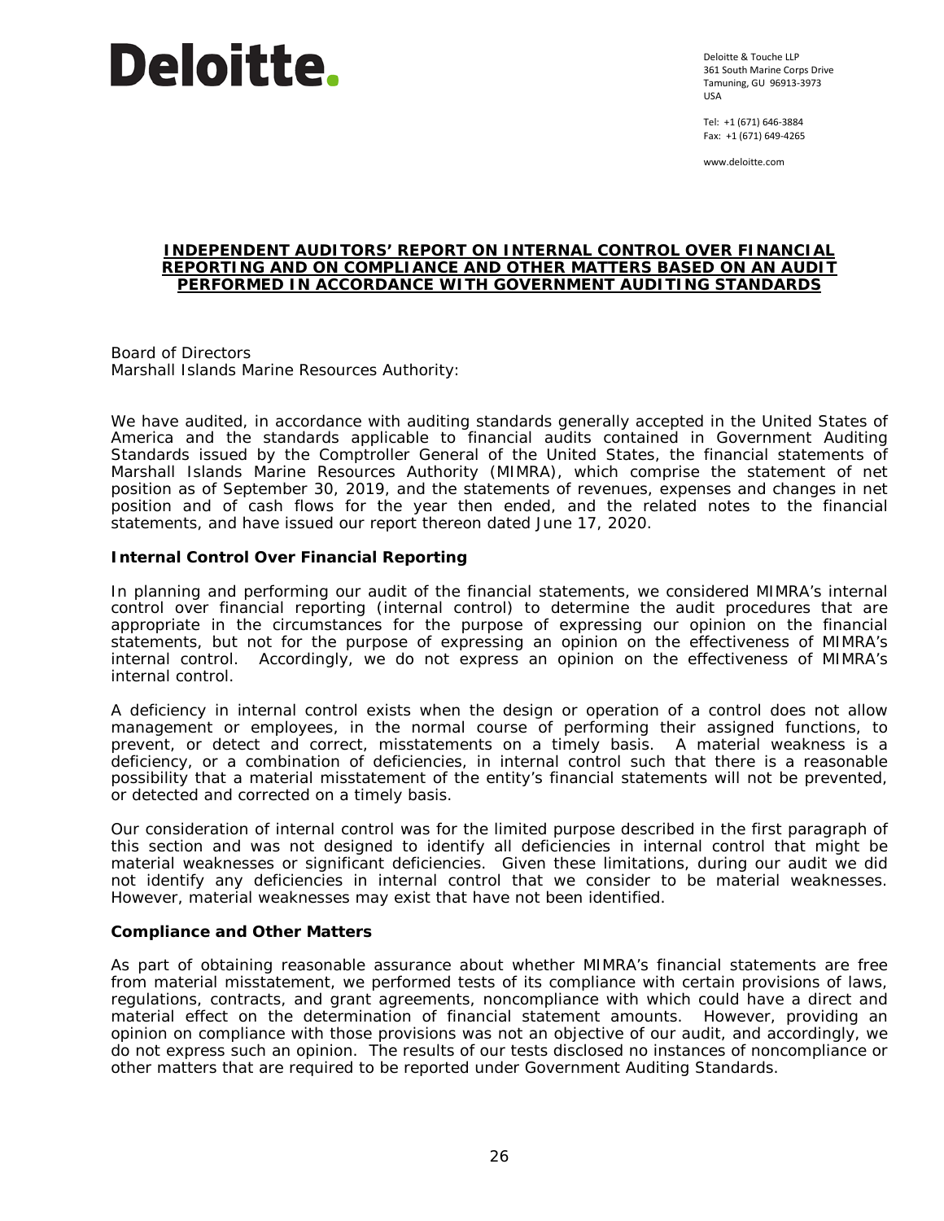Deloitte.

Deloitte & Touche LLP
361 South Marine Corps Drive
Tamuning, GU 96913-3973
USA

Tel: +1 (671) 646-3884
Fax: +1 (671) 649-4265

www.deloitte.com

## INDEPENDENT AUDITORS' REPORT ON INTERNAL CONTROL OVER FINANCIAL REPORTING AND ON COMPLIANCE AND OTHER MATTERS BASED ON AN AUDIT PERFORMED IN ACCORDANCE WITH GOVERNMENT AUDITING STANDARDS

Board of Directors
Marshall Islands Marine Resources Authority:

We have audited, in accordance with auditing standards generally accepted in the United States of America and the standards applicable to financial audits contained in Government Auditing Standards issued by the Comptroller General of the United States, the financial statements of Marshall Islands Marine Resources Authority (MIMRA), which comprise the statement of net position as of September 30, 2019, and the statements of revenues, expenses and changes in net position and of cash flows for the year then ended, and the related notes to the financial statements, and have issued our report thereon dated June 17, 2020.

**Internal Control Over Financial Reporting**

In planning and performing our audit of the financial statements, we considered MIMRA's internal control over financial reporting (internal control) to determine the audit procedures that are appropriate in the circumstances for the purpose of expressing our opinion on the financial statements, but not for the purpose of expressing an opinion on the effectiveness of MIMRA's internal control. Accordingly, we do not express an opinion on the effectiveness of MIMRA's internal control.

A deficiency in internal control exists when the design or operation of a control does not allow management or employees, in the normal course of performing their assigned functions, to prevent, or detect and correct, misstatements on a timely basis. A material weakness is a deficiency, or a combination of deficiencies, in internal control such that there is a reasonable possibility that a material misstatement of the entity's financial statements will not be prevented, or detected and corrected on a timely basis.

Our consideration of internal control was for the limited purpose described in the first paragraph of this section and was not designed to identify all deficiencies in internal control that might be material weaknesses or significant deficiencies. Given these limitations, during our audit we did not identify any deficiencies in internal control that we consider to be material weaknesses. However, material weaknesses may exist that have not been identified.

**Compliance and Other Matters**

As part of obtaining reasonable assurance about whether MIMRA's financial statements are free from material misstatement, we performed tests of its compliance with certain provisions of laws, regulations, contracts, and grant agreements, noncompliance with which could have a direct and material effect on the determination of financial statement amounts. However, providing an opinion on compliance with those provisions was not an objective of our audit, and accordingly, we do not express such an opinion. The results of our tests disclosed no instances of noncompliance or other matters that are required to be reported under Government Auditing Standards.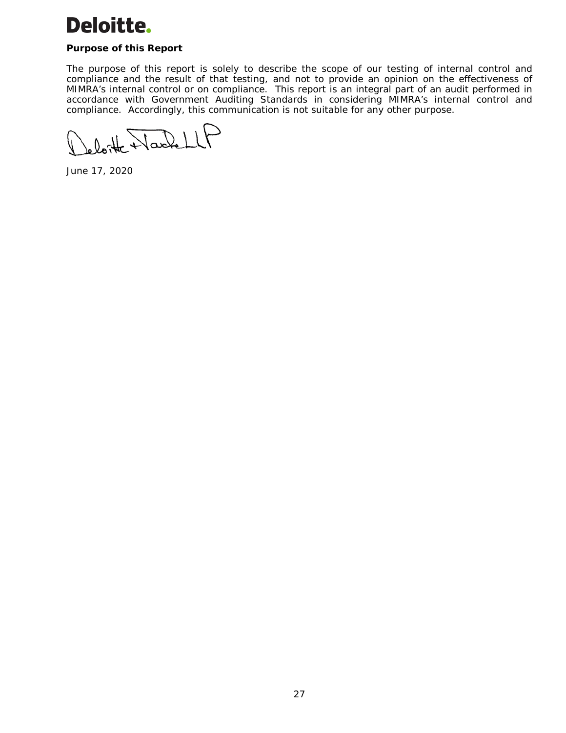**Purpose of this Report**

The purpose of this report is solely to describe the scope of our testing of internal control and compliance and the result of that testing, and not to provide an opinion on the effectiveness of MIMRA's internal control or on compliance. This report is an integral part of an audit performed in accordance with Government Auditing Standards in considering MIMRA's internal control and compliance. Accordingly, this communication is not suitable for any other purpose.

Deloitte & Touche LLP

June 17, 2020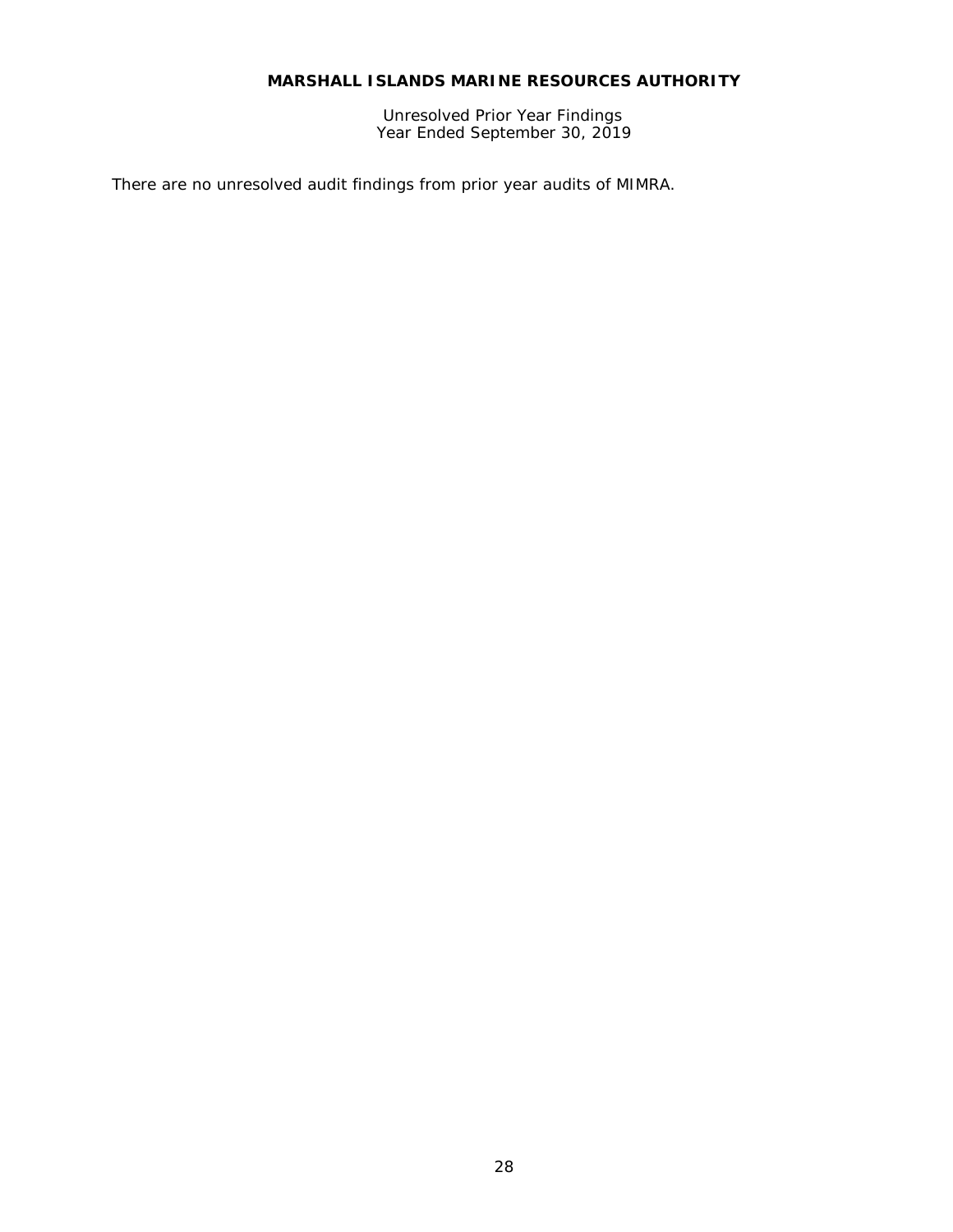# MARSHALL ISLANDS MARINE RESOURCES AUTHORITY

Unresolved Prior Year Findings
Year Ended September 30, 2019

There are no unresolved audit findings from prior year audits of MIMRA.